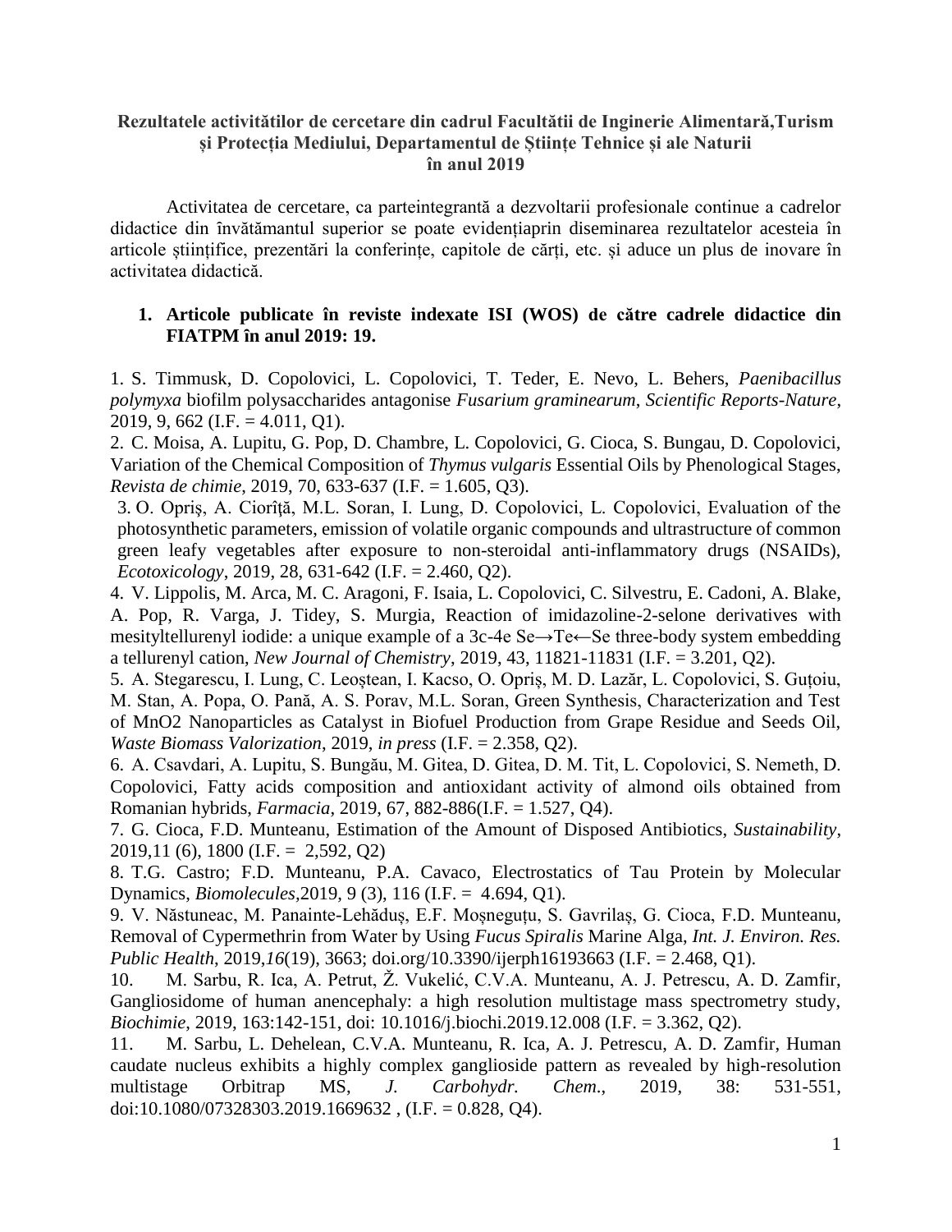**Rezultatele activităților de cercetare din cadrul Facultății de Inginerie Alimentară,Turism și Protecția Mediului, Departamentul de Științe Tehnice și ale Naturii în anul 2019**

Activitatea de cercetare, ca parteintegrantă a dezvoltarii profesionale continue a cadrelor didactice din învătămantul superior se poate evidențiaprin diseminarea rezultatelor acesteia în articole științifice, prezentări la conferințe, capitole de cărți, etc. și aduce un plus de inovare în activitatea didactică.

1. **Articole publicate în reviste indexate ISI (WOS) de către cadrele didactice din FIATPM în anul 2019: 19.**

1. S. Timmusk, D. Copolovici, L. Copolovici, T. Teder, E. Nevo, L. Behers, *Paenibacillus polymyxa* biofilm polysaccharides antagonise *Fusarium graminearum*, *Scientific Reports-Nature*, 2019, 9, 662 (I.F. = 4.011, Q1).
2. C. Moisa, A. Lupitu, G. Pop, D. Chambre, L. Copolovici, G. Cioca, S. Bungau, D. Copolovici, Variation of the Chemical Composition of *Thymus vulgaris* Essential Oils by Phenological Stages, *Revista de chimie*, 2019, 70, 633-637 (I.F. = 1.605, Q3).
3. O. Opriş, A. Ciorîţă, M.L. Soran, I. Lung, D. Copolovici, L. Copolovici, Evaluation of the photosynthetic parameters, emission of volatile organic compounds and ultrastructure of common green leafy vegetables after exposure to non-steroidal anti-inflammatory drugs (NSAIDs), *Ecotoxicology*, 2019, 28, 631-642 (I.F. = 2.460, Q2).
4. V. Lippolis, M. Arca, M. C. Aragoni, F. Isaia, L. Copolovici, C. Silvestru, E. Cadoni, A. Blake, A. Pop, R. Varga, J. Tidey, S. Murgia, Reaction of imidazoline-2-selone derivatives with mesityltellurenyl iodide: a unique example of a 3c-4e Se→Te←Se three-body system embedding a tellurenyl cation, *New Journal of Chemistry*, 2019, 43, 11821-11831 (I.F. = 3.201, Q2).
5. A. Stegarescu, I. Lung, C. Leoștean, I. Kacso, O. Opriș, M. D. Lazăr, L. Copolovici, S. Guțoiu, M. Stan, A. Popa, O. Pană, A. S. Porav, M.L. Soran, Green Synthesis, Characterization and Test of MnO2 Nanoparticles as Catalyst in Biofuel Production from Grape Residue and Seeds Oil, *Waste Biomass Valorization*, 2019, *in press* (I.F. = 2.358, Q2).
6. A. Csavdari, A. Lupitu, S. Bungău, M. Gitea, D. Gitea, D. M. Tit, L. Copolovici, S. Nemeth, D. Copolovici, Fatty acids composition and antioxidant activity of almond oils obtained from Romanian hybrids, *Farmacia*, 2019, 67, 882-886(I.F. = 1.527, Q4).
7. G. Cioca, F.D. Munteanu, Estimation of the Amount of Disposed Antibiotics, *Sustainability*, 2019,11 (6), 1800 (I.F. = 2,592, Q2)
8. T.G. Castro; F.D. Munteanu, P.A. Cavaco, Electrostatics of Tau Protein by Molecular Dynamics, *Biomolecules*,2019, 9 (3), 116 (I.F. = 4.694, Q1).
9. V. Năstuneac, M. Panainte-Lehăduș, E.F. Moșneguțu, S. Gavrilaș, G. Cioca, F.D. Munteanu, Removal of Cypermethrin from Water by Using *Fucus Spiralis* Marine Alga, *Int. J. Environ. Res. Public Health*, 2019,*16*(19), 3663; doi.org/10.3390/ijerph16193663 (I.F. = 2.468, Q1).
10. M. Sarbu, R. Ica, A. Petrut, Ž. Vukelić, C.V.A. Munteanu, A. J. Petrescu, A. D. Zamfir, Gangliosidome of human anencephaly: a high resolution multistage mass spectrometry study, *Biochimie*, 2019, 163:142-151, doi: 10.1016/j.biochi.2019.12.008 (I.F. = 3.362, Q2).
11. M. Sarbu, L. Dehelean, C.V.A. Munteanu, R. Ica, A. J. Petrescu, A. D. Zamfir, Human caudate nucleus exhibits a highly complex ganglioside pattern as revealed by high-resolution multistage Orbitrap MS, *J. Carbohydr. Chem.*, 2019, 38: 531-551, doi:10.1080/07328303.2019.1669632 , (I.F. = 0.828, Q4).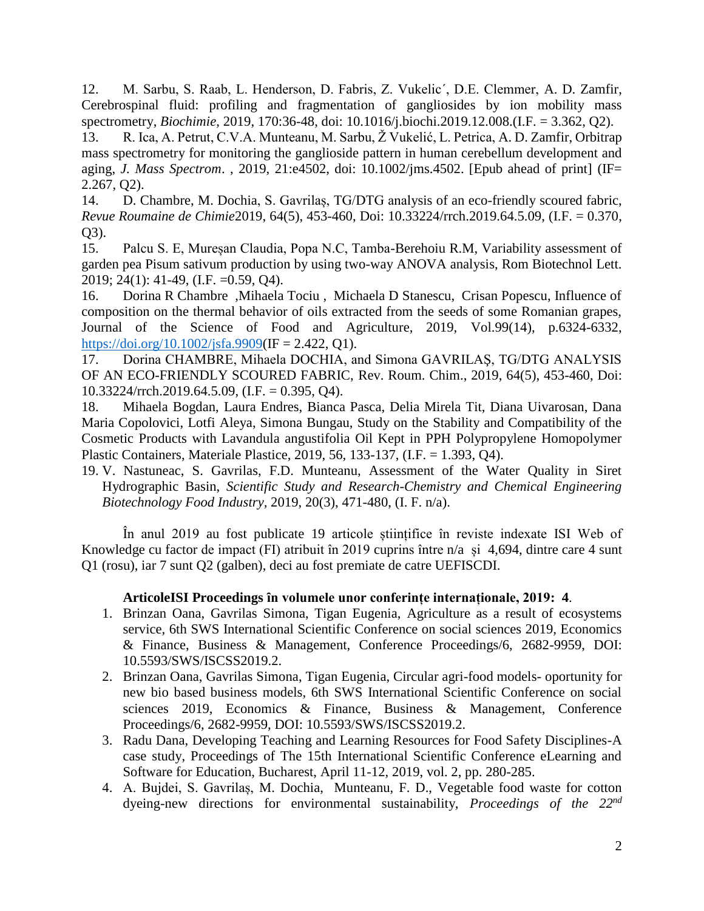12. M. Sarbu, S. Raab, L. Henderson, D. Fabris, Z. Vukelic´, D.E. Clemmer, A. D. Zamfir, Cerebrospinal fluid: profiling and fragmentation of gangliosides by ion mobility mass spectrometry, *Biochimie*, 2019, 170:36-48, doi: 10.1016/j.biochi.2019.12.008.(I.F. = 3.362, Q2).

13. R. Ica, A. Petrut, C.V.A. Munteanu, M. Sarbu, Ž Vukelić, L. Petrica, A. D. Zamfir, Orbitrap mass spectrometry for monitoring the ganglioside pattern in human cerebellum development and aging, *J. Mass Spectrom*. , 2019, 21:e4502, doi: 10.1002/jms.4502. [Epub ahead of print] (IF= 2.267, Q2).

14. D. Chambre, M. Dochia, S. Gavrilaș, TG/DTG analysis of an eco-friendly scoured fabric, *Revue Roumaine de Chimie*2019, 64(5), 453-460, Doi: 10.33224/rrch.2019.64.5.09, (I.F. = 0.370, Q3).

15. Palcu S. E, Mureșan Claudia, Popa N.C, Tamba-Berehoiu R.M, Variability assessment of garden pea Pisum sativum production by using two-way ANOVA analysis, Rom Biotechnol Lett. 2019; 24(1): 41-49, (I.F. =0.59, Q4).

16. Dorina R Chambre ,Mihaela Tociu , Michaela D Stanescu, Crisan Popescu, Influence of composition on the thermal behavior of oils extracted from the seeds of some Romanian grapes, Journal of the Science of Food and Agriculture, 2019, Vol.99(14), p.6324-6332, https://doi.org/10.1002/jsfa.9909(IF = 2.422, Q1).

17. Dorina CHAMBRE, Mihaela DOCHIA, and Simona GAVRILAȘ, TG/DTG ANALYSIS OF AN ECO-FRIENDLY SCOURED FABRIC, Rev. Roum. Chim., 2019, 64(5), 453-460, Doi: 10.33224/rrch.2019.64.5.09, (I.F. = 0.395, Q4).

18. Mihaela Bogdan, Laura Endres, Bianca Pasca, Delia Mirela Tit, Diana Uivarosan, Dana Maria Copolovici, Lotfi Aleya, Simona Bungau, Study on the Stability and Compatibility of the Cosmetic Products with Lavandula angustifolia Oil Kept in PPH Polypropylene Homopolymer Plastic Containers, Materiale Plastice, 2019, 56, 133-137, (I.F. = 1.393, Q4).

19. V. Nastuneac, S. Gavrilas, F.D. Munteanu, Assessment of the Water Quality in Siret Hydrographic Basin, *Scientific Study and Research-Chemistry and Chemical Engineering Biotechnology Food Industry*, 2019, 20(3), 471-480, (I. F. n/a).

În anul 2019 au fost publicate 19 articole științifice în reviste indexate ISI Web of Knowledge cu factor de impact (FI) atribuit în 2019 cuprins între n/a și 4,694, dintre care 4 sunt Q1 (rosu), iar 7 sunt Q2 (galben), deci au fost premiate de catre UEFISCDI.

**ArticoleISI Proceedings în volumele unor conferințe internaționale, 2019: 4**.

1. Brinzan Oana, Gavrilas Simona, Tigan Eugenia, Agriculture as a result of ecosystems service, 6th SWS International Scientific Conference on social sciences 2019, Economics & Finance, Business & Management, Conference Proceedings/6, 2682-9959, DOI: 10.5593/SWS/ISCSS2019.2.
2. Brinzan Oana, Gavrilas Simona, Tigan Eugenia, Circular agri-food models- oportunity for new bio based business models, 6th SWS International Scientific Conference on social sciences 2019, Economics & Finance, Business & Management, Conference Proceedings/6, 2682-9959, DOI: 10.5593/SWS/ISCSS2019.2.
3. Radu Dana, Developing Teaching and Learning Resources for Food Safety Disciplines-A case study, Proceedings of The 15th International Scientific Conference eLearning and Software for Education, Bucharest, April 11-12, 2019, vol. 2, pp. 280-285.
4. A. Bujdei, S. Gavrilaș, M. Dochia, Munteanu, F. D., Vegetable food waste for cotton dyeing-new directions for environmental sustainability, *Proceedings of the 22nd*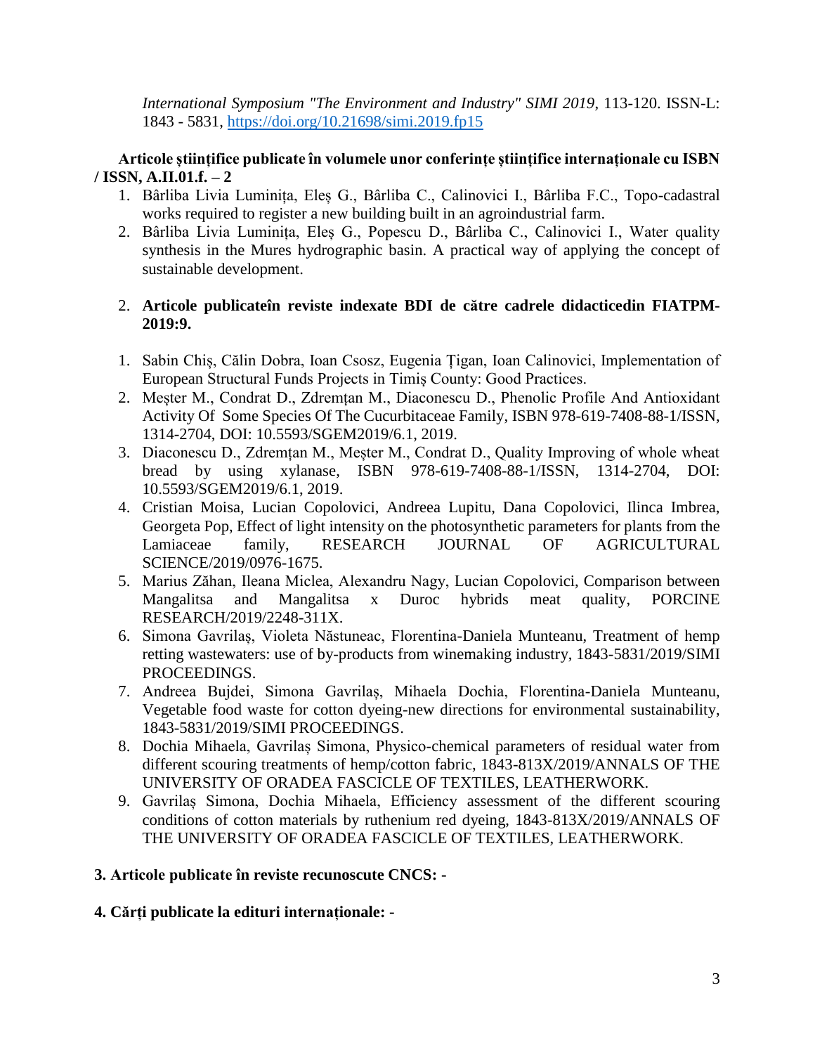*International Symposium "The Environment and Industry" SIMI 2019*, 113-120. ISSN-L: 1843 - 5831, https://doi.org/10.21698/simi.2019.fp15

**Articole științifice publicate în volumele unor conferințe științifice internaționale cu ISBN / ISSN, A.II.01.f. – 2**

1. Bârliba Livia Luminița, Eleș G., Bârliba C., Calinovici I., Bârliba F.C., Topo-cadastral works required to register a new building built in an agroindustrial farm.
2. Bârliba Livia Luminița, Eleș G., Popescu D., Bârliba C., Calinovici I., Water quality synthesis in the Mures hydrographic basin. A practical way of applying the concept of sustainable development.

2. **Articole publicateîn reviste indexate BDI de către cadrele didacticedin FIATPM-2019:9.**

1. Sabin Chiș, Călin Dobra, Ioan Csosz, Eugenia Țigan, Ioan Calinovici, Implementation of European Structural Funds Projects in Timiș County: Good Practices.
2. Meșter M., Condrat D., Zdremțan M., Diaconescu D., Phenolic Profile And Antioxidant Activity Of Some Species Of The Cucurbitaceae Family, ISBN 978-619-7408-88-1/ISSN, 1314-2704, DOI: 10.5593/SGEM2019/6.1, 2019.
3. Diaconescu D., Zdremțan M., Meșter M., Condrat D., Quality Improving of whole wheat bread by using xylanase, ISBN 978-619-7408-88-1/ISSN, 1314-2704, DOI: 10.5593/SGEM2019/6.1, 2019.
4. Cristian Moisa, Lucian Copolovici, Andreea Lupitu, Dana Copolovici, Ilinca Imbrea, Georgeta Pop, Effect of light intensity on the photosynthetic parameters for plants from the Lamiaceae family, RESEARCH JOURNAL OF AGRICULTURAL SCIENCE/2019/0976-1675.
5. Marius Zăhan, Ileana Miclea, Alexandru Nagy, Lucian Copolovici, Comparison between Mangalitsa and Mangalitsa x Duroc hybrids meat quality, PORCINE RESEARCH/2019/2248-311X.
6. Simona Gavrilaș, Violeta Năstuneac, Florentina-Daniela Munteanu, Treatment of hemp retting wastewaters: use of by-products from winemaking industry, 1843-5831/2019/SIMI PROCEEDINGS.
7. Andreea Bujdei, Simona Gavrilaș, Mihaela Dochia, Florentina-Daniela Munteanu, Vegetable food waste for cotton dyeing-new directions for environmental sustainability, 1843-5831/2019/SIMI PROCEEDINGS.
8. Dochia Mihaela, Gavrilaș Simona, Physico-chemical parameters of residual water from different scouring treatments of hemp/cotton fabric, 1843-813X/2019/ANNALS OF THE UNIVERSITY OF ORADEA FASCICLE OF TEXTILES, LEATHERWORK.
9. Gavrilaș Simona, Dochia Mihaela, Efficiency assessment of the different scouring conditions of cotton materials by ruthenium red dyeing, 1843-813X/2019/ANNALS OF THE UNIVERSITY OF ORADEA FASCICLE OF TEXTILES, LEATHERWORK.

**3. Articole publicate în reviste recunoscute CNCS: -**

**4. Cărți publicate la edituri internaționale: -**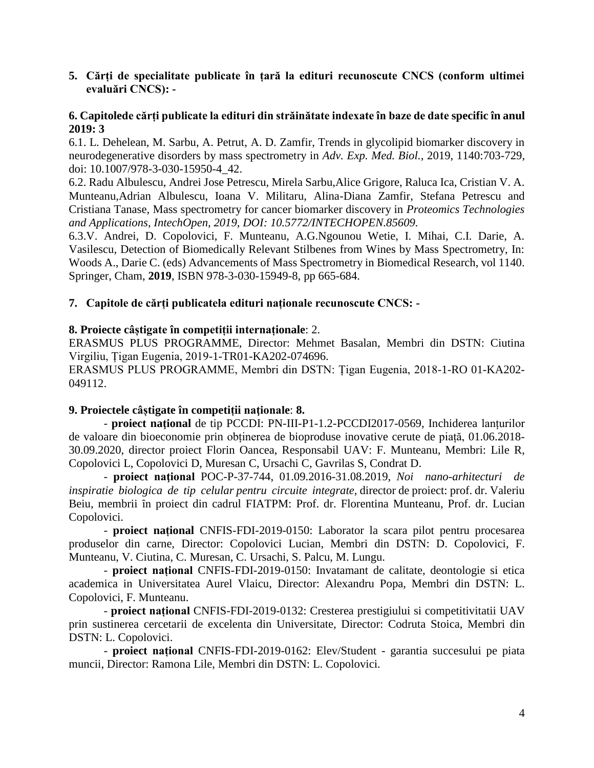5. **Cărți de specialitate publicate în țară la edituri recunoscute CNCS (conform ultimei evaluări CNCS):** -

**6. Capitolede cărți publicate la edituri din străinătate indexate în baze de date specific în anul 2019: 3**

6.1. L. Dehelean, M. Sarbu, A. Petrut, A. D. Zamfir, Trends in glycolipid biomarker discovery in neurodegenerative disorders by mass spectrometry in *Adv. Exp. Med. Biol.*, 2019, 1140:703-729, doi: 10.1007/978-3-030-15950-4_42.

6.2. Radu Albulescu, Andrei Jose Petrescu, Mirela Sarbu,Alice Grigore, Raluca Ica, Cristian V. A. Munteanu,Adrian Albulescu, Ioana V. Militaru, Alina-Diana Zamfir, Stefana Petrescu and Cristiana Tanase, Mass spectrometry for cancer biomarker discovery in *Proteomics Technologies and Applications, IntechOpen, 2019, DOI: 10.5772/INTECHOPEN.85609.*

6.3.V. Andrei, D. Copolovici, F. Munteanu, A.G.Ngounou Wetie, I. Mihai, C.I. Darie, A. Vasilescu, Detection of Biomedically Relevant Stilbenes from Wines by Mass Spectrometry, In: Woods A., Darie C. (eds) Advancements of Mass Spectrometry in Biomedical Research, vol 1140. Springer, Cham, **2019**, ISBN 978-3-030-15949-8, pp 665-684.

7. **Capitole de cărți publicatela edituri naționale recunoscute CNCS: -**

**8. Proiecte câștigate în competiții internaționale**: 2.

ERASMUS PLUS PROGRAMME, Director: Mehmet Basalan, Membri din DSTN: Ciutina Virgiliu, Țigan Eugenia, 2019-1-TR01-KA202-074696.

ERASMUS PLUS PROGRAMME, Membri din DSTN: Țigan Eugenia, 2018-1-RO 01-KA202-049112.

**9. Proiectele câștigate în competiții naționale**: **8.**

- **proiect național** de tip PCCDI: PN-III-P1-1.2-PCCDI2017-0569, Inchiderea lanțurilor de valoare din bioeconomie prin obținerea de bioproduse inovative cerute de piață, 01.06.2018-30.09.2020, director proiect Florin Oancea, Responsabil UAV: F. Munteanu, Membri: Lile R, Copolovici L, Copolovici D, Muresan C, Ursachi C, Gavrilas S, Condrat D.
- **proiect național** POC-P-37-744, 01.09.2016-31.08.2019, *Noi nano-arhitecturi de inspiratie biologica de tip celular pentru circuite integrate*, director de proiect: prof. dr. Valeriu Beiu, membrii în proiect din cadrul FIATPM: Prof. dr. Florentina Munteanu, Prof. dr. Lucian Copolovici.
- **proiect național** CNFIS-FDI-2019-0150: Laborator la scara pilot pentru procesarea produselor din carne, Director: Copolovici Lucian, Membri din DSTN: D. Copolovici, F. Munteanu, V. Ciutina, C. Muresan, C. Ursachi, S. Palcu, M. Lungu.
- **proiect național** CNFIS-FDI-2019-0150: Invatamant de calitate, deontologie si etica academica in Universitatea Aurel Vlaicu, Director: Alexandru Popa, Membri din DSTN: L. Copolovici, F. Munteanu.
- **proiect național** CNFIS-FDI-2019-0132: Cresterea prestigiului si competitivitatii UAV prin sustinerea cercetarii de excelenta din Universitate, Director: Codruta Stoica, Membri din DSTN: L. Copolovici.
- **proiect național** CNFIS-FDI-2019-0162: Elev/Student - garantia succesului pe piata muncii, Director: Ramona Lile, Membri din DSTN: L. Copolovici.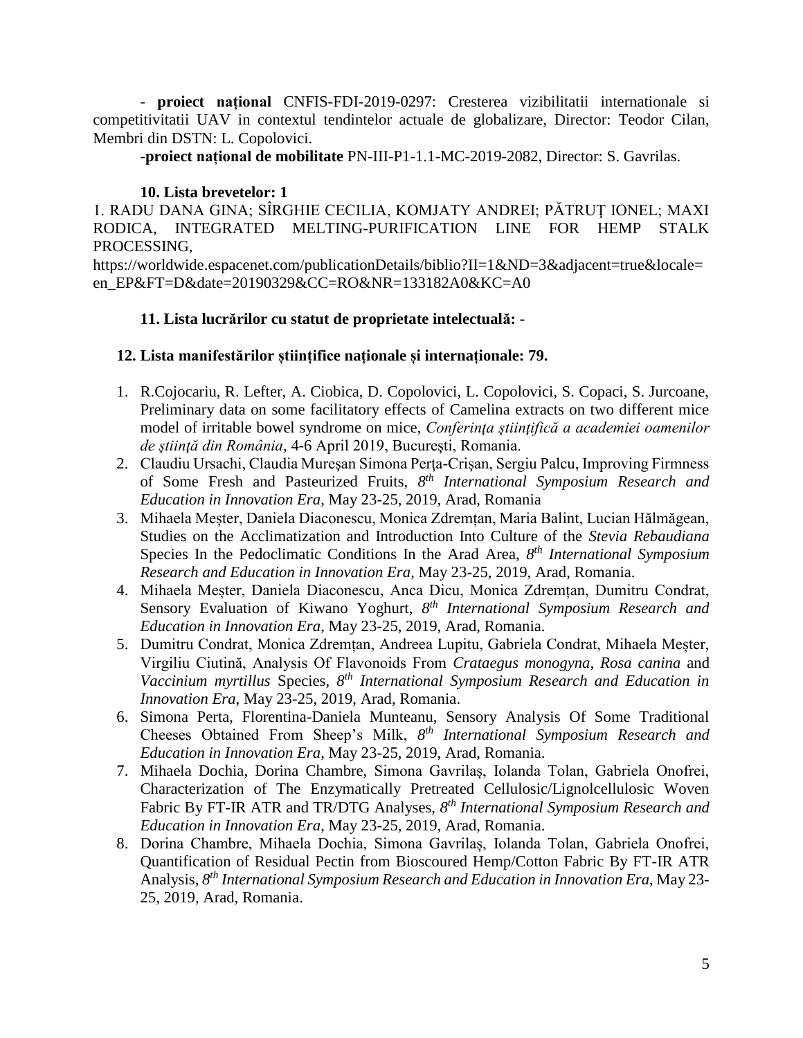- **proiect național** CNFIS-FDI-2019-0297: Cresterea vizibilitatii internationale si competitivitatii UAV in contextul tendintelor actuale de globalizare, Director: Teodor Cilan, Membri din DSTN: L. Copolovici.

-**proiect național de mobilitate** PN-III-P1-1.1-MC-2019-2082, Director: S. Gavrilas.

**10. Lista brevetelor: 1**

1. RADU DANA GINA; SÎRGHIE CECILIA, KOMJATY ANDREI; PĂTRUȚ IONEL; MAXI RODICA, INTEGRATED MELTING-PURIFICATION LINE FOR HEMP STALK PROCESSING,
https://worldwide.espacenet.com/publicationDetails/biblio?II=1&ND=3&adjacent=true&locale=en_EP&FT=D&date=20190329&CC=RO&NR=133182A0&KC=A0

**11. Lista lucrărilor cu statut de proprietate intelectuală: -**

**12. Lista manifestărilor științifice naționale și internaționale: 79.**

1. R.Cojocariu, R. Lefter, A. Ciobica, D. Copolovici, L. Copolovici, S. Copaci, S. Jurcoane, Preliminary data on some facilitatory effects of Camelina extracts on two different mice model of irritable bowel syndrome on mice, *Conferința științifică a academiei oamenilor de știință din România*, 4-6 April 2019, București, Romania.
2. Claudiu Ursachi, Claudia Mureşan Simona Perţa-Crişan, Sergiu Palcu, Improving Firmness of Some Fresh and Pasteurized Fruits, *8th International Symposium Research and Education in Innovation Era*, May 23-25, 2019, Arad, Romania
3. Mihaela Meșter, Daniela Diaconescu, Monica Zdremțan, Maria Balint, Lucian Hălmăgean, Studies on the Acclimatization and Introduction Into Culture of the *Stevia Rebaudiana* Species In the Pedoclimatic Conditions In the Arad Area, *8th International Symposium Research and Education in Innovation Era*, May 23-25, 2019, Arad, Romania.
4. Mihaela Meșter, Daniela Diaconescu, Anca Dicu, Monica Zdremțan, Dumitru Condrat, Sensory Evaluation of Kiwano Yoghurt, *8th International Symposium Research and Education in Innovation Era*, May 23-25, 2019, Arad, Romania.
5. Dumitru Condrat, Monica Zdremțan, Andreea Lupitu, Gabriela Condrat, Mihaela Meșter, Virgiliu Ciutină, Analysis Of Flavonoids From *Crataegus monogyna*, *Rosa canina* and *Vaccinium myrtillus* Species, *8th International Symposium Research and Education in Innovation Era*, May 23-25, 2019, Arad, Romania.
6. Simona Perta, Florentina-Daniela Munteanu, Sensory Analysis Of Some Traditional Cheeses Obtained From Sheep's Milk, *8th International Symposium Research and Education in Innovation Era*, May 23-25, 2019, Arad, Romania.
7. Mihaela Dochia, Dorina Chambre, Simona Gavrilaș, Iolanda Tolan, Gabriela Onofrei, Characterization of The Enzymatically Pretreated Cellulosic/Lignolcellulosic Woven Fabric By FT-IR ATR and TR/DTG Analyses, *8th International Symposium Research and Education in Innovation Era*, May 23-25, 2019, Arad, Romania.
8. Dorina Chambre, Mihaela Dochia, Simona Gavrilaș, Iolanda Tolan, Gabriela Onofrei, Quantification of Residual Pectin from Bioscoured Hemp/Cotton Fabric By FT-IR ATR Analysis, *8th International Symposium Research and Education in Innovation Era*, May 23-25, 2019, Arad, Romania.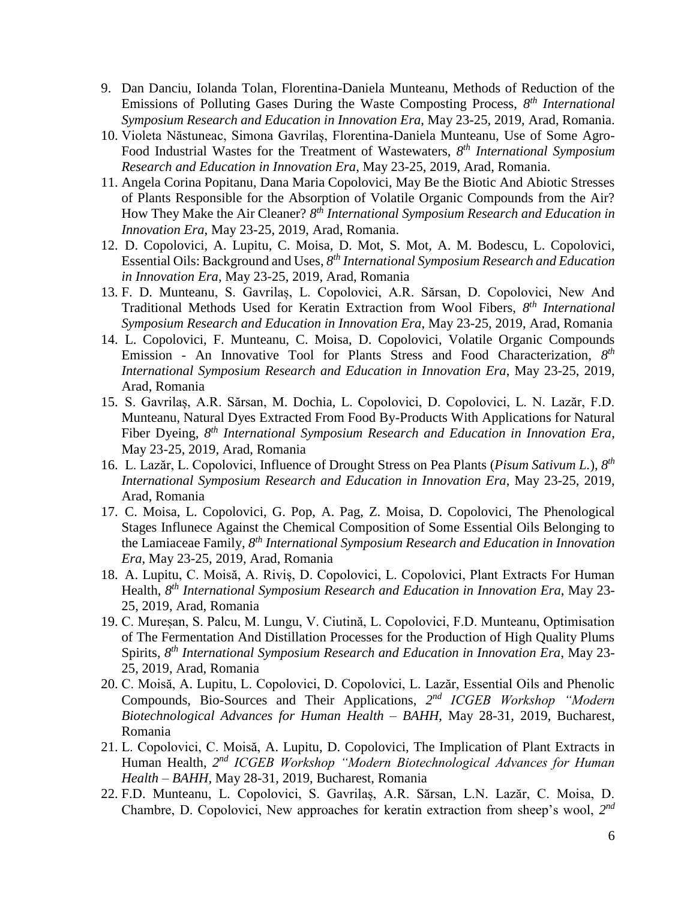9. Dan Danciu, Iolanda Tolan, Florentina-Daniela Munteanu, Methods of Reduction of the Emissions of Polluting Gases During the Waste Composting Process, *8th International Symposium Research and Education in Innovation Era*, May 23-25, 2019, Arad, Romania.
10. Violeta Năstuneac, Simona Gavrilaș, Florentina-Daniela Munteanu, Use of Some Agro-Food Industrial Wastes for the Treatment of Wastewaters, *8th International Symposium Research and Education in Innovation Era*, May 23-25, 2019, Arad, Romania.
11. Angela Corina Popitanu, Dana Maria Copolovici, May Be the Biotic And Abiotic Stresses of Plants Responsible for the Absorption of Volatile Organic Compounds from the Air? How They Make the Air Cleaner? *8th International Symposium Research and Education in Innovation Era*, May 23-25, 2019, Arad, Romania.
12. D. Copolovici, A. Lupitu, C. Moisa, D. Mot, S. Mot, A. M. Bodescu, L. Copolovici, Essential Oils: Background and Uses, *8th International Symposium Research and Education in Innovation Era*, May 23-25, 2019, Arad, Romania
13. F. D. Munteanu, S. Gavrilaș, L. Copolovici, A.R. Sărsan, D. Copolovici, New And Traditional Methods Used for Keratin Extraction from Wool Fibers, *8th International Symposium Research and Education in Innovation Era*, May 23-25, 2019, Arad, Romania
14. L. Copolovici, F. Munteanu, C. Moisa, D. Copolovici, Volatile Organic Compounds Emission - An Innovative Tool for Plants Stress and Food Characterization, *8th International Symposium Research and Education in Innovation Era*, May 23-25, 2019, Arad, Romania
15. S. Gavrilaș, A.R. Sărsan, M. Dochia, L. Copolovici, D. Copolovici, L. N. Lazăr, F.D. Munteanu, Natural Dyes Extracted From Food By-Products With Applications for Natural Fiber Dyeing, *8th International Symposium Research and Education in Innovation Era*, May 23-25, 2019, Arad, Romania
16. L. Lazăr, L. Copolovici, Influence of Drought Stress on Pea Plants (*Pisum Sativum L.*), *8th International Symposium Research and Education in Innovation Era*, May 23-25, 2019, Arad, Romania
17. C. Moisa, L. Copolovici, G. Pop, A. Pag, Z. Moisa, D. Copolovici, The Phenological Stages Influnece Against the Chemical Composition of Some Essential Oils Belonging to the Lamiaceae Family, *8th International Symposium Research and Education in Innovation Era*, May 23-25, 2019, Arad, Romania
18. A. Lupitu, C. Moisă, A. Riviș, D. Copolovici, L. Copolovici, Plant Extracts For Human Health, *8th International Symposium Research and Education in Innovation Era*, May 23-25, 2019, Arad, Romania
19. C. Mureșan, S. Palcu, M. Lungu, V. Ciutină, L. Copolovici, F.D. Munteanu, Optimisation of The Fermentation And Distillation Processes for the Production of High Quality Plums Spirits, *8th International Symposium Research and Education in Innovation Era*, May 23-25, 2019, Arad, Romania
20. C. Moisă, A. Lupitu, L. Copolovici, D. Copolovici, L. Lazăr, Essential Oils and Phenolic Compounds, Bio-Sources and Their Applications, *2nd ICGEB Workshop "Modern Biotechnological Advances for Human Health – BAHH*, May 28-31, 2019, Bucharest, Romania
21. L. Copolovici, C. Moisă, A. Lupitu, D. Copolovici, The Implication of Plant Extracts in Human Health, *2nd ICGEB Workshop "Modern Biotechnological Advances for Human Health – BAHH*, May 28-31, 2019, Bucharest, Romania
22. F.D. Munteanu, L. Copolovici, S. Gavrilaș, A.R. Sărsan, L.N. Lazăr, C. Moisa, D. Chambre, D. Copolovici, New approaches for keratin extraction from sheep's wool, *2nd*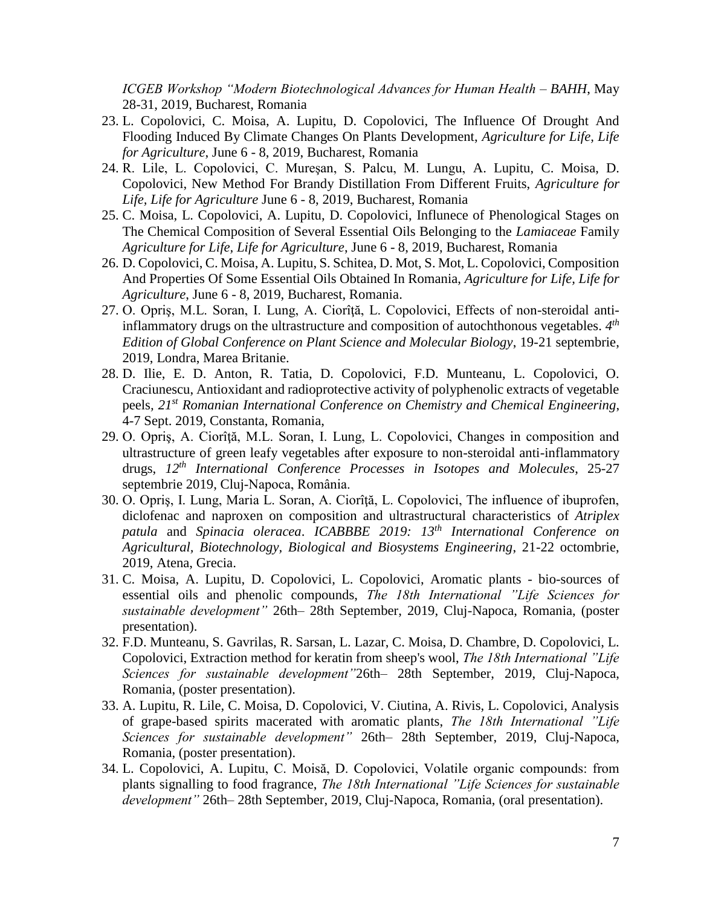*ICGEB Workshop "Modern Biotechnological Advances for Human Health – BAHH*, May 28-31, 2019, Bucharest, Romania

23. L. Copolovici, C. Moisa, A. Lupitu, D. Copolovici, The Influence Of Drought And Flooding Induced By Climate Changes On Plants Development, *Agriculture for Life, Life for Agriculture*, June 6 - 8, 2019, Bucharest, Romania
24. R. Lile, L. Copolovici, C. Mureşan, S. Palcu, M. Lungu, A. Lupitu, C. Moisa, D. Copolovici, New Method For Brandy Distillation From Different Fruits, *Agriculture for Life, Life for Agriculture* June 6 - 8, 2019, Bucharest, Romania
25. C. Moisa, L. Copolovici, A. Lupitu, D. Copolovici, Influnece of Phenological Stages on The Chemical Composition of Several Essential Oils Belonging to the *Lamiaceae* Family *Agriculture for Life, Life for Agriculture*, June 6 - 8, 2019, Bucharest, Romania
26. D. Copolovici, C. Moisa, A. Lupitu, S. Schitea, D. Mot, S. Mot, L. Copolovici, Composition And Properties Of Some Essential Oils Obtained In Romania, *Agriculture for Life, Life for Agriculture*, June 6 - 8, 2019, Bucharest, Romania.
27. O. Opriş, M.L. Soran, I. Lung, A. Ciorîţă, L. Copolovici, Effects of non-steroidal anti-inflammatory drugs on the ultrastructure and composition of autochthonous vegetables. *4th Edition of Global Conference on Plant Science and Molecular Biology*, 19-21 septembrie, 2019, Londra, Marea Britanie.
28. D. Ilie, E. D. Anton, R. Tatia, D. Copolovici, F.D. Munteanu, L. Copolovici, O. Craciunescu, Antioxidant and radioprotective activity of polyphenolic extracts of vegetable peels, *21st Romanian International Conference on Chemistry and Chemical Engineering*, 4-7 Sept. 2019, Constanta, Romania,
29. O. Opriş, A. Ciorîţă, M.L. Soran, I. Lung, L. Copolovici, Changes in composition and ultrastructure of green leafy vegetables after exposure to non-steroidal anti-inflammatory drugs, *12th International Conference Processes in Isotopes and Molecules*, 25-27 septembrie 2019, Cluj-Napoca, România.
30. O. Opriş, I. Lung, Maria L. Soran, A. Ciorîţă, L. Copolovici, The influence of ibuprofen, diclofenac and naproxen on composition and ultrastructural characteristics of *Atriplex patula* and *Spinacia oleracea*. *ICABBBE 2019: 13th International Conference on Agricultural, Biotechnology, Biological and Biosystems Engineering*, 21-22 octombrie, 2019, Atena, Grecia.
31. C. Moisa, A. Lupitu, D. Copolovici, L. Copolovici, Aromatic plants - bio-sources of essential oils and phenolic compounds, *The 18th International "Life Sciences for sustainable development"* 26th– 28th September, 2019, Cluj-Napoca, Romania, (poster presentation).
32. F.D. Munteanu, S. Gavrilas, R. Sarsan, L. Lazar, C. Moisa, D. Chambre, D. Copolovici, L. Copolovici, Extraction method for keratin from sheep's wool, *The 18th International "Life Sciences for sustainable development"*26th– 28th September, 2019, Cluj-Napoca, Romania, (poster presentation).
33. A. Lupitu, R. Lile, C. Moisa, D. Copolovici, V. Ciutina, A. Rivis, L. Copolovici, Analysis of grape-based spirits macerated with aromatic plants, *The 18th International "Life Sciences for sustainable development"* 26th– 28th September, 2019, Cluj-Napoca, Romania, (poster presentation).
34. L. Copolovici, A. Lupitu, C. Moisă, D. Copolovici, Volatile organic compounds: from plants signalling to food fragrance, *The 18th International "Life Sciences for sustainable development"* 26th– 28th September, 2019, Cluj-Napoca, Romania, (oral presentation).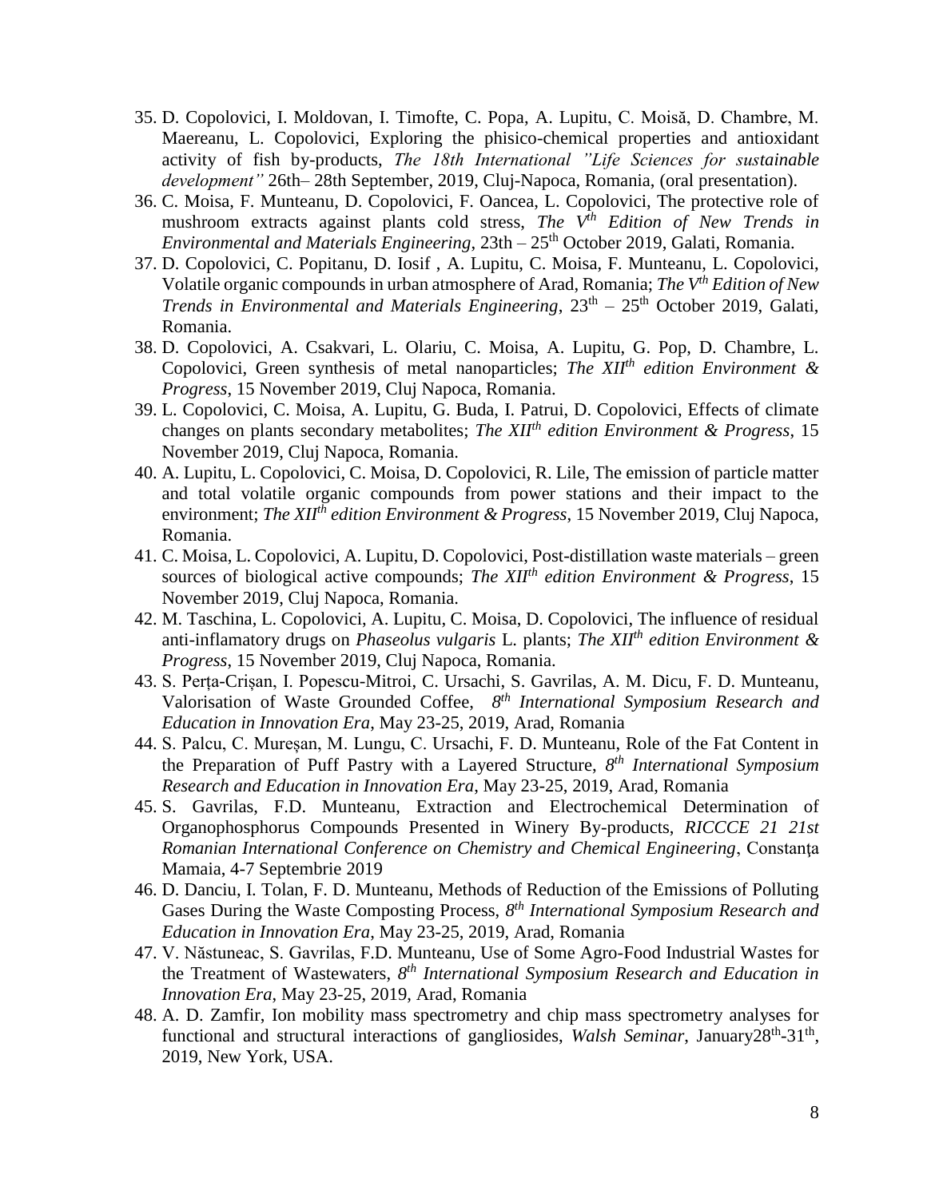35. D. Copolovici, I. Moldovan, I. Timofte, C. Popa, A. Lupitu, C. Moisă, D. Chambre, M. Maereanu, L. Copolovici, Exploring the phisico-chemical properties and antioxidant activity of fish by-products, *The 18th International "Life Sciences for sustainable development"* 26th– 28th September, 2019, Cluj-Napoca, Romania, (oral presentation).
36. C. Moisa, F. Munteanu, D. Copolovici, F. Oancea, L. Copolovici, The protective role of mushroom extracts against plants cold stress, *The V$^{th}$ Edition of New Trends in Environmental and Materials Engineering*, 23th – 25$^{th}$ October 2019, Galati, Romania.
37. D. Copolovici, C. Popitanu, D. Iosif , A. Lupitu, C. Moisa, F. Munteanu, L. Copolovici, Volatile organic compounds in urban atmosphere of Arad, Romania; *The V$^{th}$ Edition of New Trends in Environmental and Materials Engineering*, 23$^{th}$ – 25$^{th}$ October 2019, Galati, Romania.
38. D. Copolovici, A. Csakvari, L. Olariu, C. Moisa, A. Lupitu, G. Pop, D. Chambre, L. Copolovici, Green synthesis of metal nanoparticles; *The XII$^{th}$ edition Environment & Progress*, 15 November 2019, Cluj Napoca, Romania.
39. L. Copolovici, C. Moisa, A. Lupitu, G. Buda, I. Patrui, D. Copolovici, Effects of climate changes on plants secondary metabolites; *The XII$^{th}$ edition Environment & Progress*, 15 November 2019, Cluj Napoca, Romania.
40. A. Lupitu, L. Copolovici, C. Moisa, D. Copolovici, R. Lile, The emission of particle matter and total volatile organic compounds from power stations and their impact to the environment; *The XII$^{th}$ edition Environment & Progress*, 15 November 2019, Cluj Napoca, Romania.
41. C. Moisa, L. Copolovici, A. Lupitu, D. Copolovici, Post-distillation waste materials – green sources of biological active compounds; *The XII$^{th}$ edition Environment & Progress*, 15 November 2019, Cluj Napoca, Romania.
42. M. Taschina, L. Copolovici, A. Lupitu, C. Moisa, D. Copolovici, The influence of residual anti-inflamatory drugs on *Phaseolus vulgaris* L. plants; *The XII$^{th}$ edition Environment & Progress*, 15 November 2019, Cluj Napoca, Romania.
43. S. Perța-Crișan, I. Popescu-Mitroi, C. Ursachi, S. Gavrilas, A. M. Dicu, F. D. Munteanu, Valorisation of Waste Grounded Coffee, *8$^{th}$ International Symposium Research and Education in Innovation Era*, May 23-25, 2019, Arad, Romania
44. S. Palcu, C. Mureșan, M. Lungu, C. Ursachi, F. D. Munteanu, Role of the Fat Content in the Preparation of Puff Pastry with a Layered Structure, *8$^{th}$ International Symposium Research and Education in Innovation Era*, May 23-25, 2019, Arad, Romania
45. S. Gavrilas, F.D. Munteanu, Extraction and Electrochemical Determination of Organophosphorus Compounds Presented in Winery By-products, *RICCCE 21 21st Romanian International Conference on Chemistry and Chemical Engineering*, Constanța Mamaia, 4-7 Septembrie 2019
46. D. Danciu, I. Tolan, F. D. Munteanu, Methods of Reduction of the Emissions of Polluting Gases During the Waste Composting Process, *8$^{th}$ International Symposium Research and Education in Innovation Era*, May 23-25, 2019, Arad, Romania
47. V. Năstuneac, S. Gavrilas, F.D. Munteanu, Use of Some Agro-Food Industrial Wastes for the Treatment of Wastewaters, *8$^{th}$ International Symposium Research and Education in Innovation Era*, May 23-25, 2019, Arad, Romania
48. A. D. Zamfir, Ion mobility mass spectrometry and chip mass spectrometry analyses for functional and structural interactions of gangliosides, *Walsh Seminar*, January28$^{th}$-31$^{th}$, 2019, New York, USA.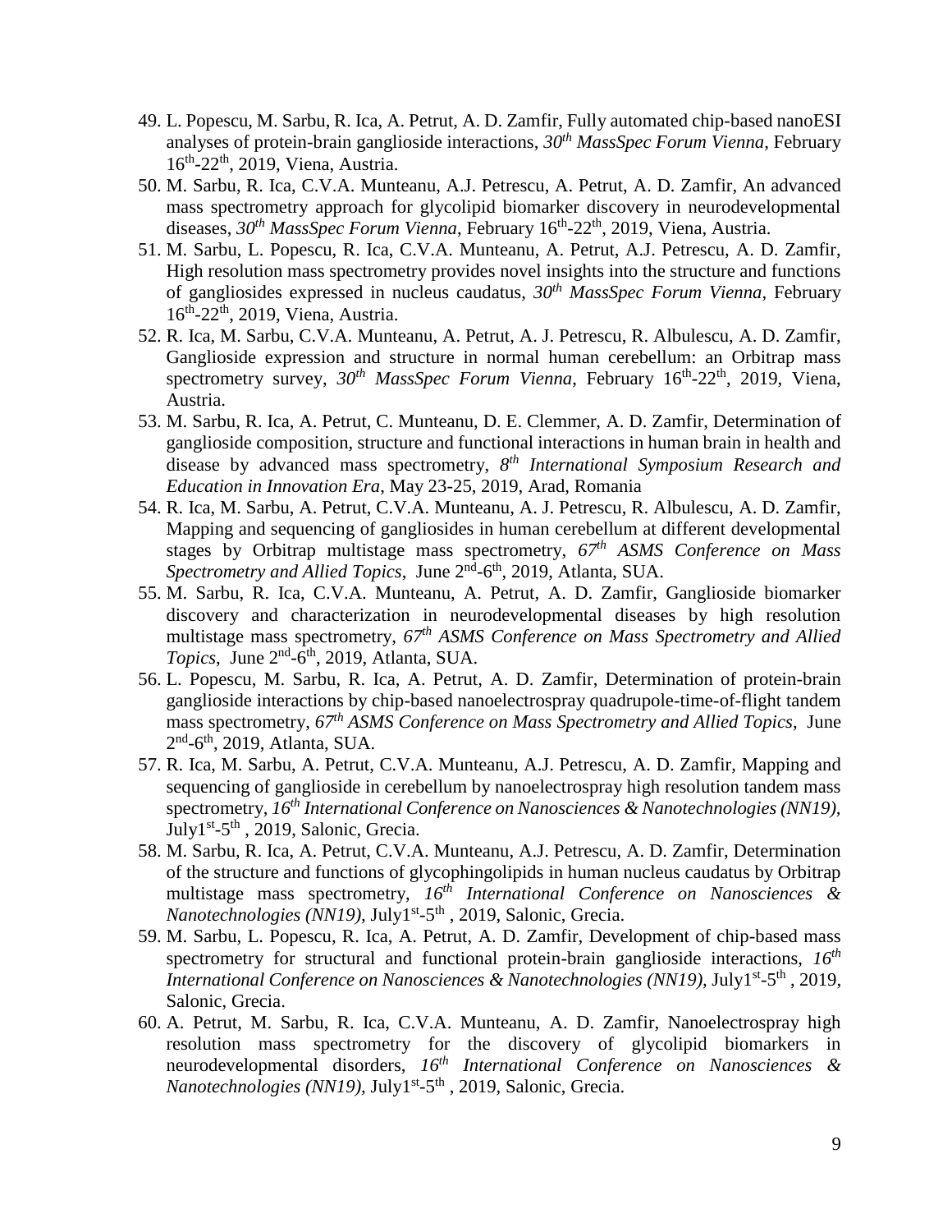49. L. Popescu, M. Sarbu, R. Ica, A. Petrut, A. D. Zamfir, Fully automated chip-based nanoESI analyses of protein-brain ganglioside interactions, *30th MassSpec Forum Vienna*, February 16th-22th, 2019, Viena, Austria.
50. M. Sarbu, R. Ica, C.V.A. Munteanu, A.J. Petrescu, A. Petrut, A. D. Zamfir, An advanced mass spectrometry approach for glycolipid biomarker discovery in neurodevelopmental diseases, *30th MassSpec Forum Vienna*, February 16th-22th, 2019, Viena, Austria.
51. M. Sarbu, L. Popescu, R. Ica, C.V.A. Munteanu, A. Petrut, A.J. Petrescu, A. D. Zamfir, High resolution mass spectrometry provides novel insights into the structure and functions of gangliosides expressed in nucleus caudatus, *30th MassSpec Forum Vienna*, February 16th-22th, 2019, Viena, Austria.
52. R. Ica, M. Sarbu, C.V.A. Munteanu, A. Petrut, A. J. Petrescu, R. Albulescu, A. D. Zamfir, Ganglioside expression and structure in normal human cerebellum: an Orbitrap mass spectrometry survey, *30th MassSpec Forum Vienna*, February 16th-22th, 2019, Viena, Austria.
53. M. Sarbu, R. Ica, A. Petrut, C. Munteanu, D. E. Clemmer, A. D. Zamfir, Determination of ganglioside composition, structure and functional interactions in human brain in health and disease by advanced mass spectrometry, *8th International Symposium Research and Education in Innovation Era*, May 23-25, 2019, Arad, Romania
54. R. Ica, M. Sarbu, A. Petrut, C.V.A. Munteanu, A. J. Petrescu, R. Albulescu, A. D. Zamfir, Mapping and sequencing of gangliosides in human cerebellum at different developmental stages by Orbitrap multistage mass spectrometry, *67th ASMS Conference on Mass Spectrometry and Allied Topics*, June 2nd-6th, 2019, Atlanta, SUA.
55. M. Sarbu, R. Ica, C.V.A. Munteanu, A. Petrut, A. D. Zamfir, Ganglioside biomarker discovery and characterization in neurodevelopmental diseases by high resolution multistage mass spectrometry, *67th ASMS Conference on Mass Spectrometry and Allied Topics*, June 2nd-6th, 2019, Atlanta, SUA.
56. L. Popescu, M. Sarbu, R. Ica, A. Petrut, A. D. Zamfir, Determination of protein-brain ganglioside interactions by chip-based nanoelectrospray quadrupole-time-of-flight tandem mass spectrometry, *67th ASMS Conference on Mass Spectrometry and Allied Topics*, June 2nd-6th, 2019, Atlanta, SUA.
57. R. Ica, M. Sarbu, A. Petrut, C.V.A. Munteanu, A.J. Petrescu, A. D. Zamfir, Mapping and sequencing of ganglioside in cerebellum by nanoelectrospray high resolution tandem mass spectrometry, *16th International Conference on Nanosciences & Nanotechnologies (NN19)*, July1st-5th , 2019, Salonic, Grecia.
58. M. Sarbu, R. Ica, A. Petrut, C.V.A. Munteanu, A.J. Petrescu, A. D. Zamfir, Determination of the structure and functions of glycophingolipids in human nucleus caudatus by Orbitrap multistage mass spectrometry, *16th International Conference on Nanosciences & Nanotechnologies (NN19)*, July1st-5th , 2019, Salonic, Grecia.
59. M. Sarbu, L. Popescu, R. Ica, A. Petrut, A. D. Zamfir, Development of chip-based mass spectrometry for structural and functional protein-brain ganglioside interactions, *16th International Conference on Nanosciences & Nanotechnologies (NN19)*, July1st-5th , 2019, Salonic, Grecia.
60. A. Petrut, M. Sarbu, R. Ica, C.V.A. Munteanu, A. D. Zamfir, Nanoelectrospray high resolution mass spectrometry for the discovery of glycolipid biomarkers in neurodevelopmental disorders, *16th International Conference on Nanosciences & Nanotechnologies (NN19)*, July1st-5th , 2019, Salonic, Grecia.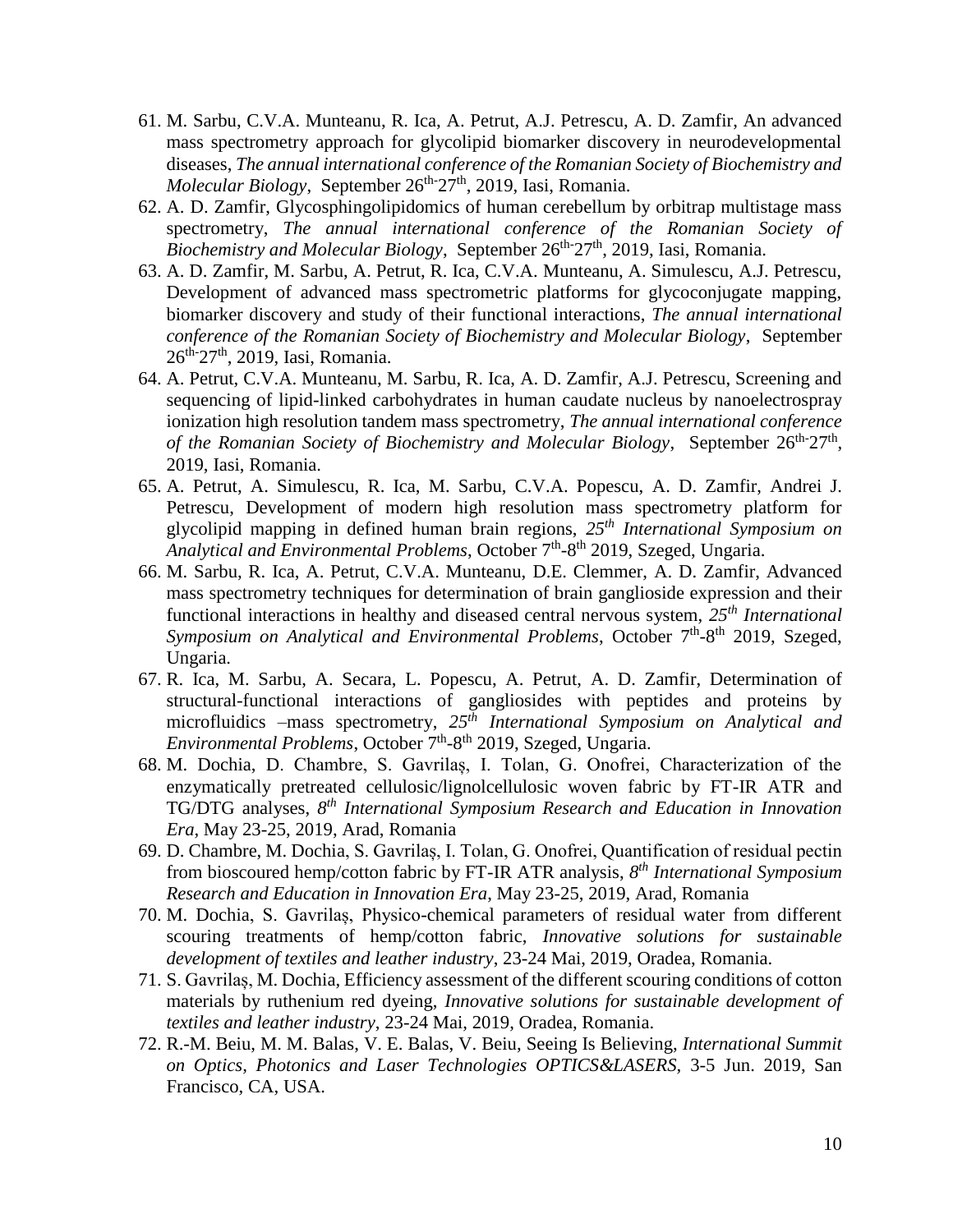61. M. Sarbu, C.V.A. Munteanu, R. Ica, A. Petrut, A.J. Petrescu, A. D. Zamfir, An advanced mass spectrometry approach for glycolipid biomarker discovery in neurodevelopmental diseases, *The annual international conference of the Romanian Society of Biochemistry and Molecular Biology*, September 26$^{th}$-27$^{th}$, 2019, Iasi, Romania.
62. A. D. Zamfir, Glycosphingolipidomics of human cerebellum by orbitrap multistage mass spectrometry, *The annual international conference of the Romanian Society of Biochemistry and Molecular Biology*, September 26$^{th}$-27$^{th}$, 2019, Iasi, Romania.
63. A. D. Zamfir, M. Sarbu, A. Petrut, R. Ica, C.V.A. Munteanu, A. Simulescu, A.J. Petrescu, Development of advanced mass spectrometric platforms for glycoconjugate mapping, biomarker discovery and study of their functional interactions, *The annual international conference of the Romanian Society of Biochemistry and Molecular Biology*, September 26$^{th}$-27$^{th}$, 2019, Iasi, Romania.
64. A. Petrut, C.V.A. Munteanu, M. Sarbu, R. Ica, A. D. Zamfir, A.J. Petrescu, Screening and sequencing of lipid-linked carbohydrates in human caudate nucleus by nanoelectrospray ionization high resolution tandem mass spectrometry, *The annual international conference of the Romanian Society of Biochemistry and Molecular Biology*, September 26$^{th}$-27$^{th}$, 2019, Iasi, Romania.
65. A. Petrut, A. Simulescu, R. Ica, M. Sarbu, C.V.A. Popescu, A. D. Zamfir, Andrei J. Petrescu, Development of modern high resolution mass spectrometry platform for glycolipid mapping in defined human brain regions, *25$^{th}$ International Symposium on Analytical and Environmental Problems*, October 7$^{th}$-8$^{th}$ 2019, Szeged, Ungaria.
66. M. Sarbu, R. Ica, A. Petrut, C.V.A. Munteanu, D.E. Clemmer, A. D. Zamfir, Advanced mass spectrometry techniques for determination of brain ganglioside expression and their functional interactions in healthy and diseased central nervous system, *25$^{th}$ International Symposium on Analytical and Environmental Problems*, October 7$^{th}$-8$^{th}$ 2019, Szeged, Ungaria.
67. R. Ica, M. Sarbu, A. Secara, L. Popescu, A. Petrut, A. D. Zamfir, Determination of structural-functional interactions of gangliosides with peptides and proteins by microfluidics –mass spectrometry, *25$^{th}$ International Symposium on Analytical and Environmental Problems*, October 7$^{th}$-8$^{th}$ 2019, Szeged, Ungaria.
68. M. Dochia, D. Chambre, S. Gavrilaș, I. Tolan, G. Onofrei, Characterization of the enzymatically pretreated cellulosic/lignolcellulosic woven fabric by FT-IR ATR and TG/DTG analyses, *8$^{th}$ International Symposium Research and Education in Innovation Era*, May 23-25, 2019, Arad, Romania
69. D. Chambre, M. Dochia, S. Gavrilaș, I. Tolan, G. Onofrei, Quantification of residual pectin from bioscoured hemp/cotton fabric by FT-IR ATR analysis, *8$^{th}$ International Symposium Research and Education in Innovation Era*, May 23-25, 2019, Arad, Romania
70. M. Dochia, S. Gavrilaș, Physico-chemical parameters of residual water from different scouring treatments of hemp/cotton fabric, *Innovative solutions for sustainable development of textiles and leather industry*, 23-24 Mai, 2019, Oradea, Romania.
71. S. Gavrilaș, M. Dochia, Efficiency assessment of the different scouring conditions of cotton materials by ruthenium red dyeing, *Innovative solutions for sustainable development of textiles and leather industry*, 23-24 Mai, 2019, Oradea, Romania.
72. R.-M. Beiu, M. M. Balas, V. E. Balas, V. Beiu, Seeing Is Believing, *International Summit on Optics, Photonics and Laser Technologies OPTICS&LASERS*, 3-5 Jun. 2019, San Francisco, CA, USA.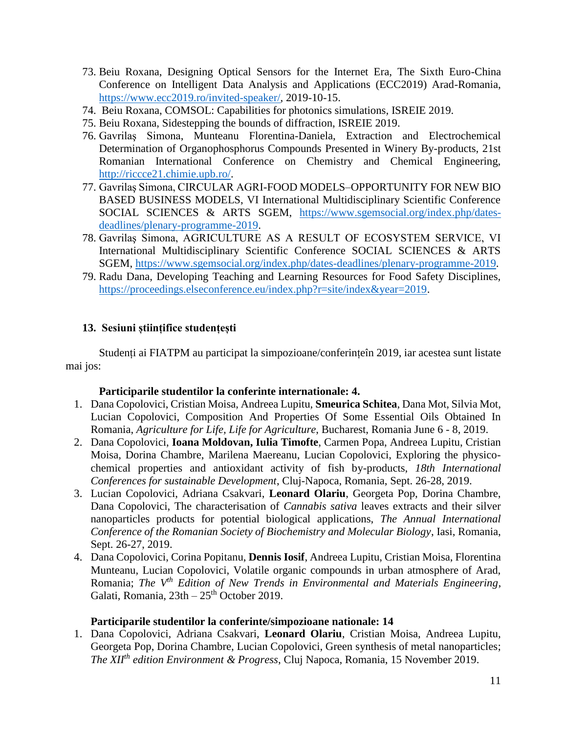73. Beiu Roxana, Designing Optical Sensors for the Internet Era, The Sixth Euro-China Conference on Intelligent Data Analysis and Applications (ECC2019) Arad-Romania, https://www.ecc2019.ro/invited-speaker/, 2019-10-15.
74. Beiu Roxana, COMSOL: Capabilities for photonics simulations, ISREIE 2019.
75. Beiu Roxana, Sidestepping the bounds of diffraction, ISREIE 2019.
76. Gavrilaş Simona, Munteanu Florentina-Daniela, Extraction and Electrochemical Determination of Organophosphorus Compounds Presented in Winery By-products, 21st Romanian International Conference on Chemistry and Chemical Engineering, http://riccce21.chimie.upb.ro/.
77. Gavrilaş Simona, CIRCULAR AGRI-FOOD MODELS–OPPORTUNITY FOR NEW BIO BASED BUSINESS MODELS, VI International Multidisciplinary Scientific Conference SOCIAL SCIENCES & ARTS SGEM, https://www.sgemsocial.org/index.php/dates-deadlines/plenary-programme-2019.
78. Gavrilaş Simona, AGRICULTURE AS A RESULT OF ECOSYSTEM SERVICE, VI International Multidisciplinary Scientific Conference SOCIAL SCIENCES & ARTS SGEM, https://www.sgemsocial.org/index.php/dates-deadlines/plenary-programme-2019.
79. Radu Dana, Developing Teaching and Learning Resources for Food Safety Disciplines, https://proceedings.elseconference.eu/index.php?r=site/index&year=2019.

## 13. Sesiuni științifice studențești

Studenți ai FIATPM au participat la simpozioane/conferințeîn 2019, iar acestea sunt listate mai jos:

**Participarile studentilor la conferinte internationale: 4.**

1. Dana Copolovici, Cristian Moisa, Andreea Lupitu, **Smeurica Schitea**, Dana Mot, Silvia Mot, Lucian Copolovici, Composition And Properties Of Some Essential Oils Obtained In Romania, *Agriculture for Life, Life for Agriculture*, Bucharest, Romania June 6 - 8, 2019.
2. Dana Copolovici, **Ioana Moldovan, Iulia Timofte**, Carmen Popa, Andreea Lupitu, Cristian Moisa, Dorina Chambre, Marilena Maereanu, Lucian Copolovici, Exploring the physico-chemical properties and antioxidant activity of fish by-products, *18th International Conferences for sustainable Development*, Cluj-Napoca, Romania, Sept. 26-28, 2019.
3. Lucian Copolovici, Adriana Csakvari, **Leonard Olariu**, Georgeta Pop, Dorina Chambre, Dana Copolovici, The characterisation of *Cannabis sativa* leaves extracts and their silver nanoparticles products for potential biological applications, *The Annual International Conference of the Romanian Society of Biochemistry and Molecular Biology*, Iasi, Romania, Sept. 26-27, 2019.
4. Dana Copolovici, Corina Popitanu, **Dennis Iosif**, Andreea Lupitu, Cristian Moisa, Florentina Munteanu, Lucian Copolovici, Volatile organic compounds in urban atmosphere of Arad, Romania; *The V$^{th}$ Edition of New Trends in Environmental and Materials Engineering*, Galati, Romania, 23th – 25$^{th}$ October 2019.

**Participarile studentilor la conferinte/simpozioane nationale: 14**

1. Dana Copolovici, Adriana Csakvari, **Leonard Olariu**, Cristian Moisa, Andreea Lupitu, Georgeta Pop, Dorina Chambre, Lucian Copolovici, Green synthesis of metal nanoparticles; *The XII$^{th}$ edition Environment & Progress*, Cluj Napoca, Romania, 15 November 2019.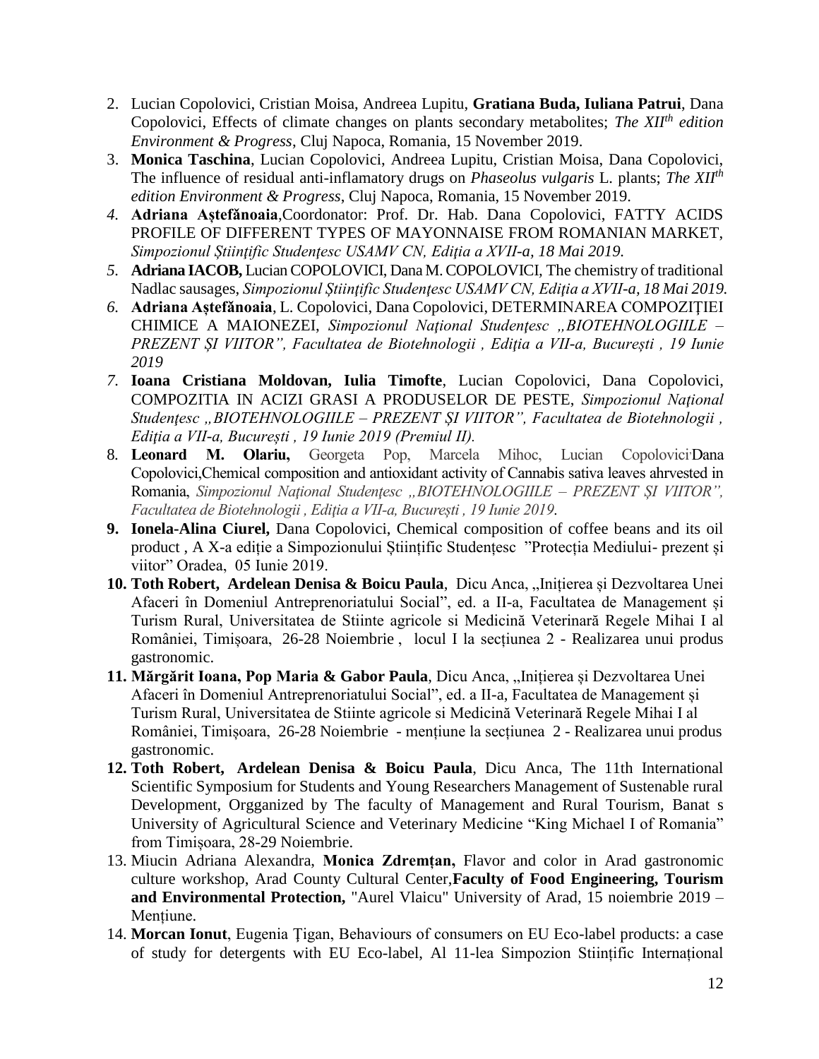2. Lucian Copolovici, Cristian Moisa, Andreea Lupitu, **Gratiana Buda, Iuliana Patrui**, Dana Copolovici, Effects of climate changes on plants secondary metabolites; *The XII$^{th}$ edition Environment & Progress*, Cluj Napoca, Romania, 15 November 2019.
3. **Monica Taschina**, Lucian Copolovici, Andreea Lupitu, Cristian Moisa, Dana Copolovici, The influence of residual anti-inflamatory drugs on *Phaseolus vulgaris* L. plants; *The XII$^{th}$ edition Environment & Progress*, Cluj Napoca, Romania, 15 November 2019.
4. **Adriana Aştefănoaia**,Coordonator: Prof. Dr. Hab. Dana Copolovici, FATTY ACIDS PROFILE OF DIFFERENT TYPES OF MAYONNAISE FROM ROMANIAN MARKET, *Simpozionul Ştiinţific Studenţesc USAMV CN, Ediţia a XVII-a, 18 Mai 2019.*
5. **Adriana IACOB,** Lucian COPOLOVICI, Dana M. COPOLOVICI, The chemistry of traditional Nadlac sausages, *Simpozionul Ştiinţific Studenţesc USAMV CN, Ediţia a XVII-a, 18 Mai 2019.*
6. **Adriana Aştefănoaia**, L. Copolovici, Dana Copolovici, DETERMINAREA COMPOZIŢIEI CHIMICE A MAIONEZEI, *Simpozionul Naţional Studenţesc „BIOTEHNOLOGIILE – PREZENT ŞI VIITOR", Facultatea de Biotehnologii , Ediţia a VII-a, Bucureşti , 19 Iunie 2019*
7. **Ioana Cristiana Moldovan, Iulia Timofte**, Lucian Copolovici, Dana Copolovici, COMPOZITIA IN ACIZI GRASI A PRODUSELOR DE PESTE, *Simpozionul Naţional Studenţesc „BIOTEHNOLOGIILE – PREZENT ŞI VIITOR", Facultatea de Biotehnologii , Ediţia a VII-a, Bucureşti , 19 Iunie 2019 (Premiul II).*
8. **Leonard M. Olariu,** Georgeta Pop, Marcela Mihoc, Lucian Copolovici,Dana Copolovici,Chemical composition and antioxidant activity of Cannabis sativa leaves ahrvested in Romania, *Simpozionul Naţional Studenţesc „BIOTEHNOLOGIILE – PREZENT ŞI VIITOR", Facultatea de Biotehnologii , Ediţia a VII-a, Bucureşti , 19 Iunie 2019.*
9. **Ionela-Alina Ciurel,** Dana Copolovici, Chemical composition of coffee beans and its oil product , A X-a ediție a Simpozionului Științific Studențesc "Protecția Mediului- prezent și viitor" Oradea, 05 Iunie 2019.
10. **Toth Robert, Ardelean Denisa & Boicu Paula**, Dicu Anca, „Inițierea și Dezvoltarea Unei Afaceri în Domeniul Antreprenoriatului Social", ed. a II-a, Facultatea de Management și Turism Rural, Universitatea de Stiinte agricole si Medicină Veterinară Regele Mihai I al României, Timișoara, 26-28 Noiembrie , locul I la secțiunea 2 - Realizarea unui produs gastronomic.
11. **Mărgărit Ioana, Pop Maria & Gabor Paula**, Dicu Anca, „Inițierea și Dezvoltarea Unei Afaceri în Domeniul Antreprenoriatului Social", ed. a II-a, Facultatea de Management și Turism Rural, Universitatea de Stiinte agricole si Medicină Veterinară Regele Mihai I al României, Timișoara, 26-28 Noiembrie - mențiune la secțiunea 2 - Realizarea unui produs gastronomic.
12. **Toth Robert, Ardelean Denisa & Boicu Paula**, Dicu Anca, The 11th International Scientific Symposium for Students and Young Researchers Management of Sustenable rural Development, Orgganized by The faculty of Management and Rural Tourism, Banat s University of Agricultural Science and Veterinary Medicine "King Michael I of Romania" from Timișoara, 28-29 Noiembrie.
13. Miucin Adriana Alexandra, **Monica Zdremțan,** Flavor and color in Arad gastronomic culture workshop, Arad County Cultural Center,**Faculty of Food Engineering, Tourism and Environmental Protection,** "Aurel Vlaicu" University of Arad, 15 noiembrie 2019 – Mențiune.
14. **Morcan Ionut**, Eugenia Ţigan, Behaviours of consumers on EU Eco-label products: a case of study for detergents with EU Eco-label, Al 11-lea Simpozion Stiințific Internațional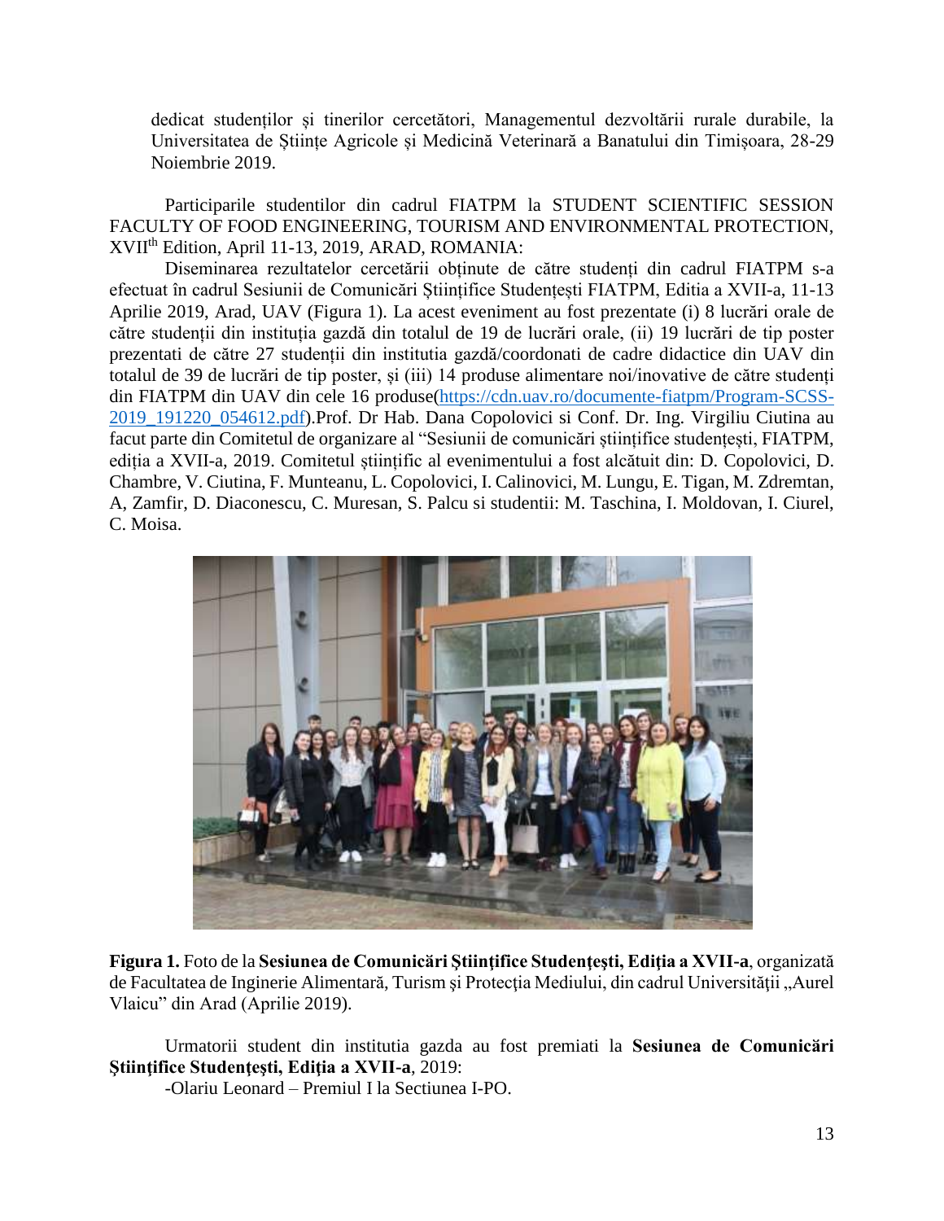dedicat studenților și tinerilor cercetători, Managementul dezvoltării rurale durabile, la Universitatea de Științe Agricole și Medicină Veterinară a Banatului din Timișoara, 28-29 Noiembrie 2019.

Participarile studentilor din cadrul FIATPM la STUDENT SCIENTIFIC SESSION FACULTY OF FOOD ENGINEERING, TOURISM AND ENVIRONMENTAL PROTECTION, XVII$^{th}$ Edition, April 11-13, 2019, ARAD, ROMANIA:

Diseminarea rezultatelor cercetării obținute de către studenți din cadrul FIATPM s-a efectuat în cadrul Sesiunii de Comunicări Științifice Studențești FIATPM, Editia a XVII-a, 11-13 Aprilie 2019, Arad, UAV (Figura 1). La acest eveniment au fost prezentate (i) 8 lucrări orale de către studenții din instituția gazdă din totalul de 19 de lucrări orale, (ii) 19 lucrări de tip poster prezentati de către 27 studenții din institutia gazdă/coordonati de cadre didactice din UAV din totalul de 39 de lucrări de tip poster, și (iii) 14 produse alimentare noi/inovative de către studenți din FIATPM din UAV din cele 16 produse(https://cdn.uav.ro/documente-fiatpm/Program-SCSS-2019_191220_054612.pdf).Prof. Dr Hab. Dana Copolovici si Conf. Dr. Ing. Virgiliu Ciutina au facut parte din Comitetul de organizare al "Sesiunii de comunicări științifice studențești, FIATPM, ediția a XVII-a, 2019. Comitetul științific al evenimentului a fost alcătuit din: D. Copolovici, D. Chambre, V. Ciutina, F. Munteanu, L. Copolovici, I. Calinovici, M. Lungu, E. Tigan, M. Zdremtan, A, Zamfir, D. Diaconescu, C. Muresan, S. Palcu si studentii: M. Taschina, I. Moldovan, I. Ciurel, C. Moisa.

**Figura 1.** Foto de la **Sesiunea de Comunicări Ştiinţifice Studenţeşti, Ediţia a XVII-a**, organizată de Facultatea de Inginerie Alimentară, Turism şi Protecţia Mediului, din cadrul Universităţii „Aurel Vlaicu" din Arad (Aprilie 2019).

Urmatorii student din institutia gazda au fost premiati la **Sesiunea de Comunicări Ştiinţifice Studenţeşti, Ediţia a XVII-a**, 2019:

-Olariu Leonard – Premiul I la Sectiunea I-PO.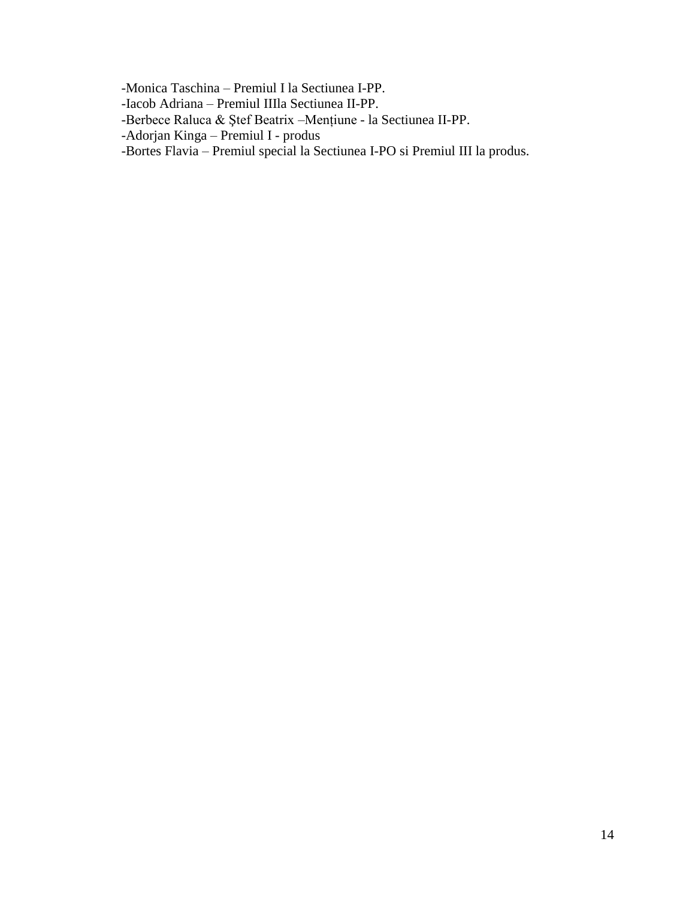-Monica Taschina – Premiul I la Sectiunea I-PP.
-Iacob Adriana – Premiul IIIla Sectiunea II-PP.
-Berbece Raluca & Ştef Beatrix –Menţiune - la Sectiunea II-PP.
-Adorjan Kinga – Premiul I - produs
-Bortes Flavia – Premiul special la Sectiunea I-PO si Premiul III la produs.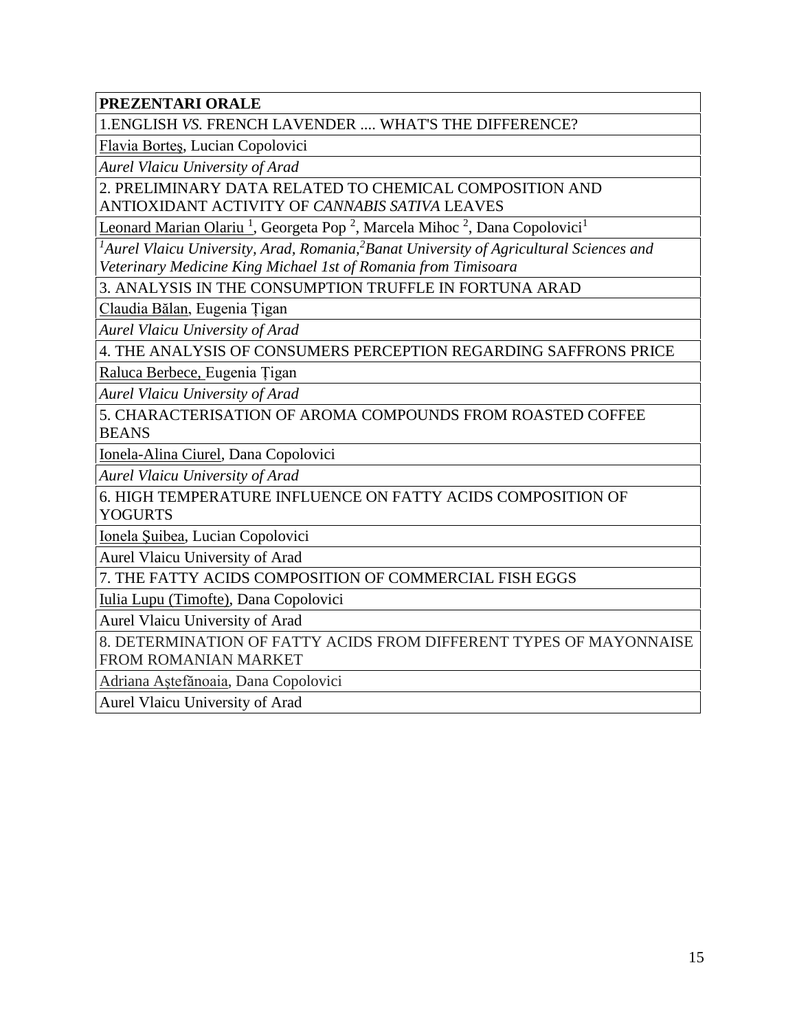| **PREZENTARI ORALE** |
|---|
| 1.ENGLISH *VS.* FRENCH LAVENDER .... WHAT'S THE DIFFERENCE? |
| Flavia Borteş, Lucian Copolovici |
| *Aurel Vlaicu University of Arad* |
| 2. PRELIMINARY DATA RELATED TO CHEMICAL COMPOSITION AND ANTIOXIDANT ACTIVITY OF *CANNABIS SATIVA* LEAVES |
| Leonard Marian Olariu [1], Georgeta Pop [2], Marcela Mihoc [2], Dana Copolovici[1] |
| *[1]Aurel Vlaicu University, Arad, Romania,[2]Banat University of Agricultural Sciences and Veterinary Medicine King Michael 1st of Romania from Timisoara* |
| 3. ANALYSIS IN THE CONSUMPTION TRUFFLE IN FORTUNA ARAD |
| Claudia Bălan, Eugenia Țigan |
| *Aurel Vlaicu University of Arad* |
| 4. THE ANALYSIS OF CONSUMERS PERCEPTION REGARDING SAFFRONS PRICE |
| Raluca Berbece, Eugenia Țigan |
| *Aurel Vlaicu University of Arad* |
| 5. CHARACTERISATION OF AROMA COMPOUNDS FROM ROASTED COFFEE BEANS |
| Ionela-Alina Ciurel, Dana Copolovici |
| *Aurel Vlaicu University of Arad* |
| 6. HIGH TEMPERATURE INFLUENCE ON FATTY ACIDS COMPOSITION OF YOGURTS |
| Ionela Şuibea, Lucian Copolovici |
| Aurel Vlaicu University of Arad |
| 7. THE FATTY ACIDS COMPOSITION OF COMMERCIAL FISH EGGS |
| Iulia Lupu (Timofte), Dana Copolovici |
| Aurel Vlaicu University of Arad |
| 8. DETERMINATION OF FATTY ACIDS FROM DIFFERENT TYPES OF MAYONNAISE FROM ROMANIAN MARKET |
| Adriana Aştefănoaia, Dana Copolovici |
| Aurel Vlaicu University of Arad |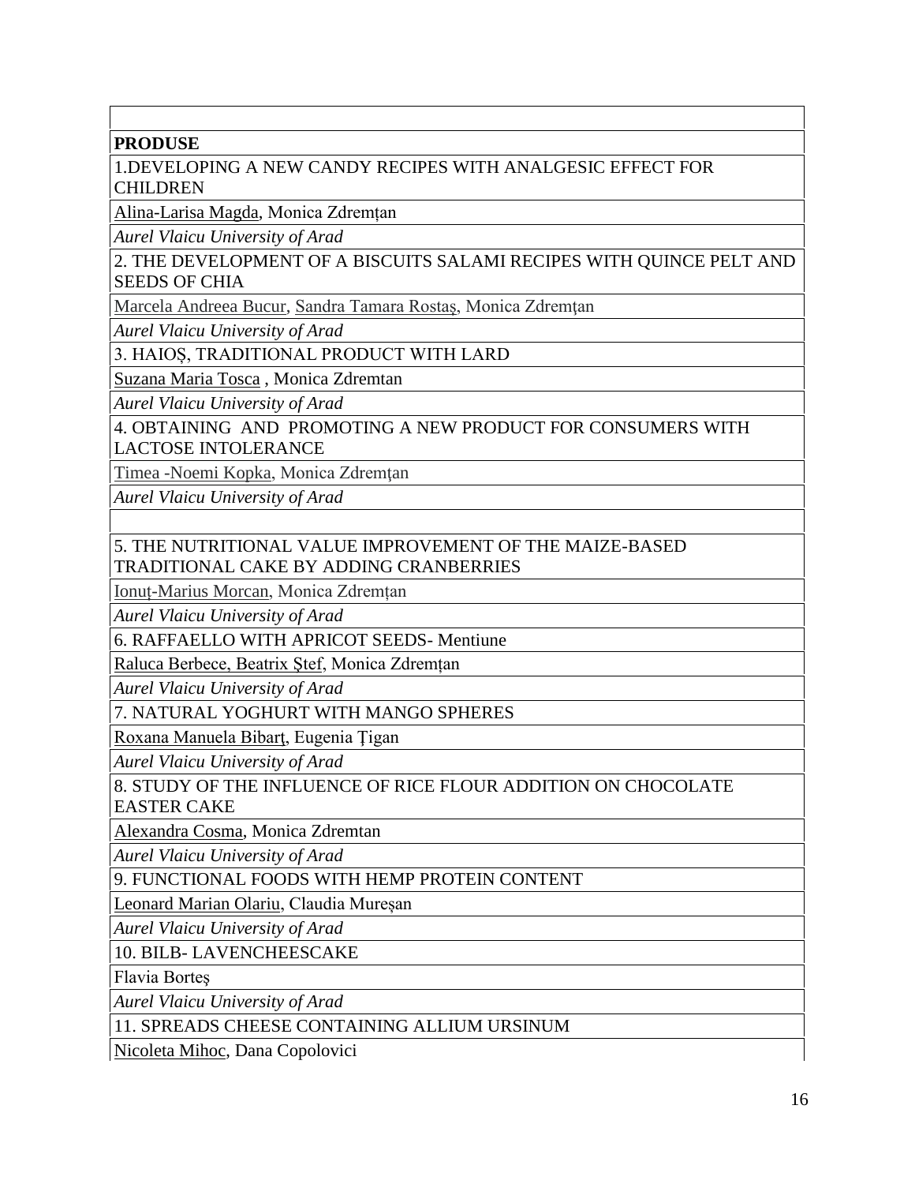**PRODUSE**

1.DEVELOPING A NEW CANDY RECIPES WITH ANALGESIC EFFECT FOR CHILDREN

Alina-Larisa Magda, Monica Zdremțan

*Aurel Vlaicu University of Arad*

2. THE DEVELOPMENT OF A BISCUITS SALAMI RECIPES WITH QUINCE PELT AND SEEDS OF CHIA

Marcela Andreea Bucur, Sandra Tamara Rostaş, Monica Zdremţan

*Aurel Vlaicu University of Arad*

3. HAIOȘ, TRADITIONAL PRODUCT WITH LARD

Suzana Maria Tosca , Monica Zdremtan

*Aurel Vlaicu University of Arad*

4. OBTAINING AND PROMOTING A NEW PRODUCT FOR CONSUMERS WITH LACTOSE INTOLERANCE

Timea -Noemi Kopka, Monica Zdremţan

*Aurel Vlaicu University of Arad*

5. THE NUTRITIONAL VALUE IMPROVEMENT OF THE MAIZE-BASED TRADITIONAL CAKE BY ADDING CRANBERRIES

Ionuț-Marius Morcan, Monica Zdremțan

*Aurel Vlaicu University of Arad*

6. RAFFAELLO WITH APRICOT SEEDS- Mentiune

Raluca Berbece, Beatrix Ştef, Monica Zdremțan

*Aurel Vlaicu University of Arad*

7. NATURAL YOGHURT WITH MANGO SPHERES

Roxana Manuela Bibarţ, Eugenia Ţigan

*Aurel Vlaicu University of Arad*

8. STUDY OF THE INFLUENCE OF RICE FLOUR ADDITION ON CHOCOLATE EASTER CAKE

Alexandra Cosma, Monica Zdremtan

*Aurel Vlaicu University of Arad*

9. FUNCTIONAL FOODS WITH HEMP PROTEIN CONTENT

Leonard Marian Olariu, Claudia Mureșan

*Aurel Vlaicu University of Arad*

10. BILB- LAVENCHEESCAKE

Flavia Borteș

*Aurel Vlaicu University of Arad*

11. SPREADS CHEESE CONTAINING ALLIUM URSINUM

Nicoleta Mihoc, Dana Copolovici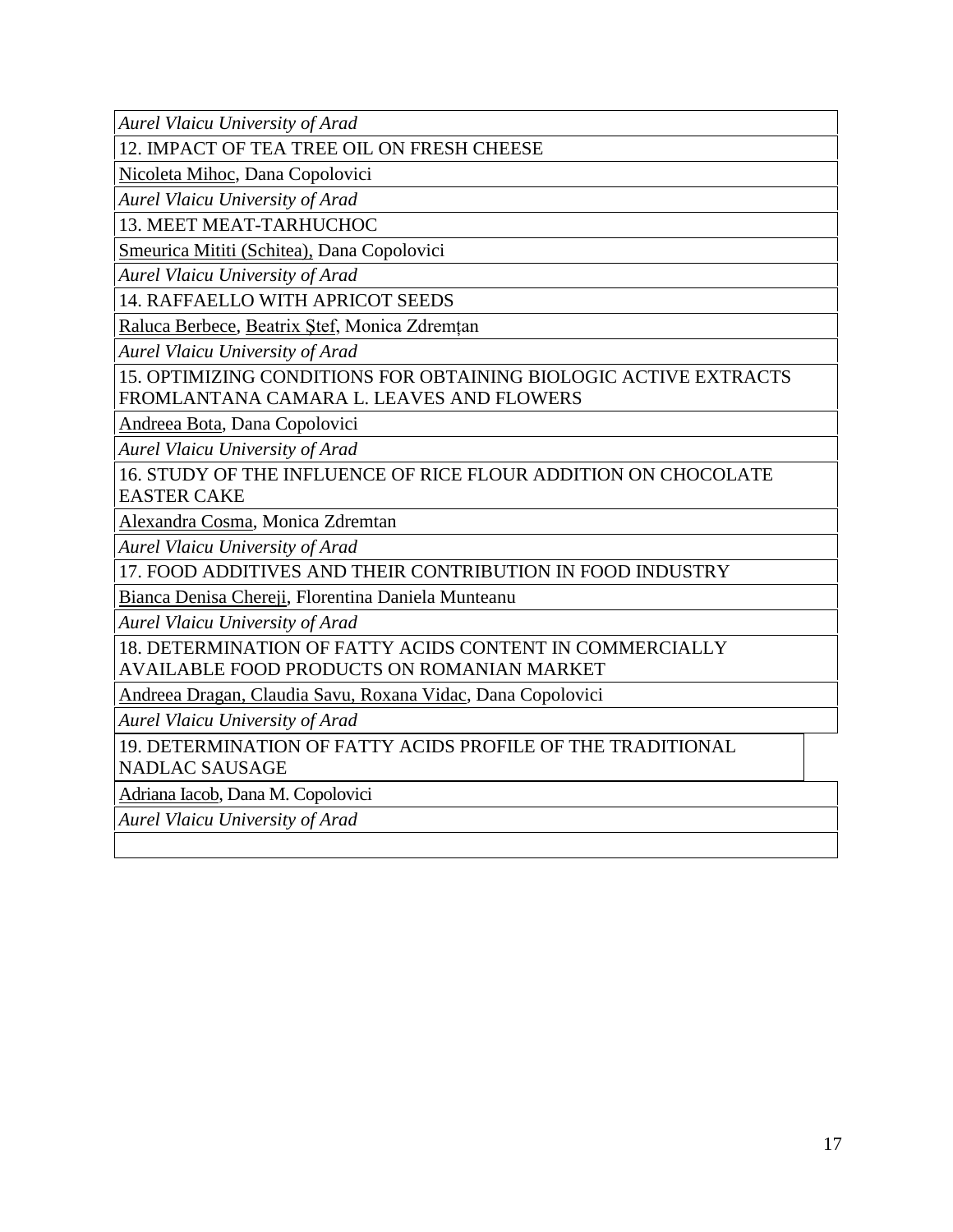| *Aurel Vlaicu University of Arad* |
|---|
| 12. IMPACT OF TEA TREE OIL ON FRESH CHEESE |
| Nicoleta Mihoc, Dana Copolovici |
| *Aurel Vlaicu University of Arad* |
| 13. MEET MEAT-TARHUCHOC |
| Smeurica Mititi (Schitea), Dana Copolovici |
| *Aurel Vlaicu University of Arad* |
| 14. RAFFAELLO WITH APRICOT SEEDS |
| Raluca Berbece, Beatrix Ştef, Monica Zdremțan |
| *Aurel Vlaicu University of Arad* |
| 15. OPTIMIZING CONDITIONS FOR OBTAINING BIOLOGIC ACTIVE EXTRACTS FROMLANTANA CAMARA L. LEAVES AND FLOWERS |
| Andreea Bota, Dana Copolovici |
| *Aurel Vlaicu University of Arad* |
| 16. STUDY OF THE INFLUENCE OF RICE FLOUR ADDITION ON CHOCOLATE EASTER CAKE |
| Alexandra Cosma, Monica Zdremtan |
| *Aurel Vlaicu University of Arad* |
| 17. FOOD ADDITIVES AND THEIR CONTRIBUTION IN FOOD INDUSTRY |
| Bianca Denisa Chereji, Florentina Daniela Munteanu |
| *Aurel Vlaicu University of Arad* |
| 18. DETERMINATION OF FATTY ACIDS CONTENT IN COMMERCIALLY AVAILABLE FOOD PRODUCTS ON ROMANIAN MARKET |
| Andreea Dragan, Claudia Savu, Roxana Vidac, Dana Copolovici |
| *Aurel Vlaicu University of Arad* |
| 19. DETERMINATION OF FATTY ACIDS PROFILE OF THE TRADITIONAL NADLAC SAUSAGE |
| Adriana Iacob, Dana M. Copolovici |
| *Aurel Vlaicu University of Arad* |
| |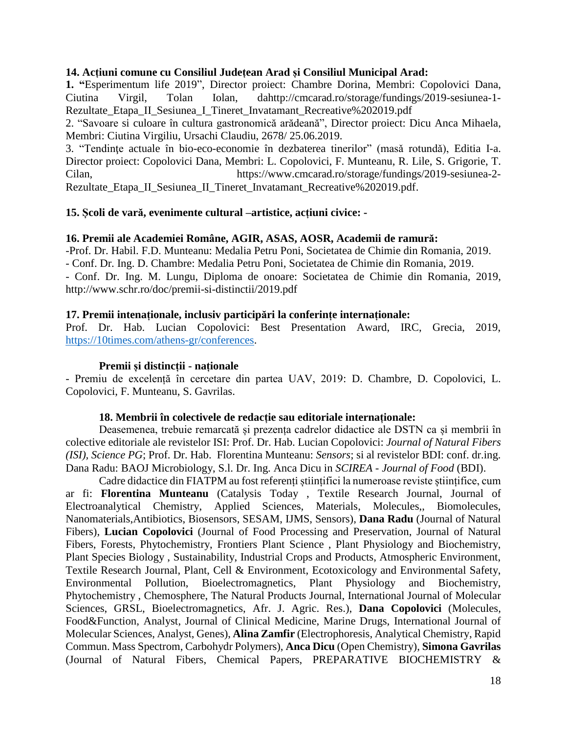**14. Acțiuni comune cu Consiliul Județean Arad și Consiliul Municipal Arad:**

**1. "**Esperimentum life 2019", Director proiect: Chambre Dorina, Membri: Copolovici Dana, Ciutina Virgil, Tolan Iolan, dahttp://cmcarad.ro/storage/fundings/2019-sesiunea-1-Rezultate_Etapa_II_Sesiunea_I_Tineret_Invatamant_Recreative%202019.pdf

2. "Savoare si culoare în cultura gastronomică arădeană", Director proiect: Dicu Anca Mihaela, Membri: Ciutina Virgiliu, Ursachi Claudiu, 2678/ 25.06.2019.

3. "Tendinţe actuale în bio-eco-economie în dezbaterea tinerilor" (masă rotundă), Editia I-a. Director proiect: Copolovici Dana, Membri: L. Copolovici, F. Munteanu, R. Lile, S. Grigorie, T. Cilan, https://www.cmcarad.ro/storage/fundings/2019-sesiunea-2-Rezultate_Etapa_II_Sesiunea_II_Tineret_Invatamant_Recreative%202019.pdf.

**15. Școli de vară, evenimente cultural –artistice, acțiuni civice: -**

**16. Premii ale Academiei Române, AGIR, ASAS, AOSR, Academii de ramură:**

-Prof. Dr. Habil. F.D. Munteanu: Medalia Petru Poni, Societatea de Chimie din Romania, 2019.

- Conf. Dr. Ing. D. Chambre: Medalia Petru Poni, Societatea de Chimie din Romania, 2019.
- Conf. Dr. Ing. M. Lungu, Diploma de onoare: Societatea de Chimie din Romania, 2019, http://www.schr.ro/doc/premii-si-distinctii/2019.pdf

**17. Premii intenaționale, inclusiv participări la conferințe internaționale:**

Prof. Dr. Hab. Lucian Copolovici: Best Presentation Award, IRC, Grecia, 2019, https://10times.com/athens-gr/conferences.

**Premii și distincții - naționale**

- Premiu de excelență în cercetare din partea UAV, 2019: D. Chambre, D. Copolovici, L. Copolovici, F. Munteanu, S. Gavrilas.

**18. Membrii în colectivele de redacție sau editoriale internaționale:**

Deasemenea, trebuie remarcată și prezența cadrelor didactice ale DSTN ca și membrii în colective editoriale ale revistelor ISI: Prof. Dr. Hab. Lucian Copolovici: *Journal of Natural Fibers (ISI), Science PG*; Prof. Dr. Hab. Florentina Munteanu: *Sensors*; si al revistelor BDI: conf. dr.ing. Dana Radu: BAOJ Microbiology, S.l. Dr. Ing. Anca Dicu in *SCIREA - Journal of Food* (BDI).

Cadre didactice din FIATPM au fost referenți științifici la numeroase reviste științifice, cum ar fi: **Florentina Munteanu** (Catalysis Today , Textile Research Journal, Journal of Electroanalytical Chemistry, Applied Sciences, Materials, Molecules,, Biomolecules, Nanomaterials,Antibiotics, Biosensors, SESAM, IJMS, Sensors), **Dana Radu** (Journal of Natural Fibers), **Lucian Copolovici** (Journal of Food Processing and Preservation, Journal of Natural Fibers, Forests, Phytochemistry, Frontiers Plant Science , Plant Physiology and Biochemistry, Plant Species Biology , Sustainability, Industrial Crops and Products, Atmospheric Environment, Textile Research Journal, Plant, Cell & Environment, Ecotoxicology and Environmental Safety, Environmental Pollution, Bioelectromagnetics, Plant Physiology and Biochemistry, Phytochemistry , Chemosphere, The Natural Products Journal, International Journal of Molecular Sciences, GRSL, Bioelectromagnetics, Afr. J. Agric. Res.), **Dana Copolovici** (Molecules, Food&Function, Analyst, Journal of Clinical Medicine, Marine Drugs, International Journal of Molecular Sciences, Analyst, Genes), **Alina Zamfir** (Electrophoresis, Analytical Chemistry, Rapid Commun. Mass Spectrom, Carbohydr Polymers), **Anca Dicu** (Open Chemistry), **Simona Gavrilas** (Journal of Natural Fibers, Chemical Papers, PREPARATIVE BIOCHEMISTRY &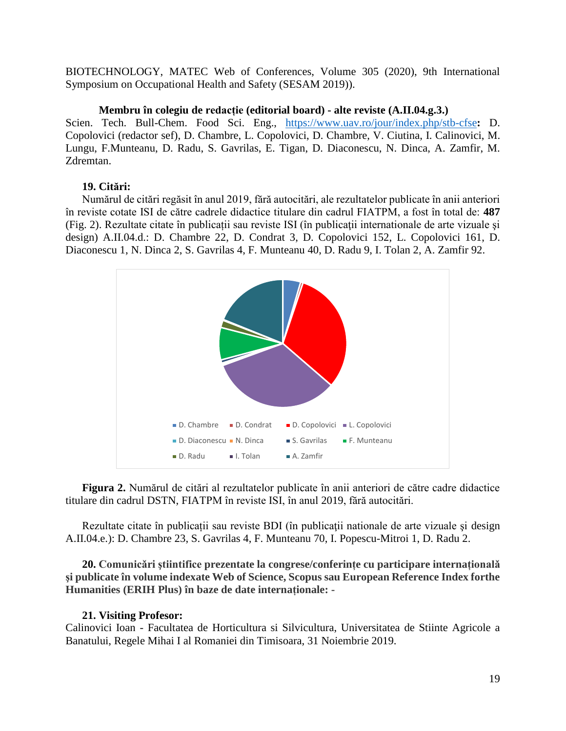BIOTECHNOLOGY, MATEC Web of Conferences, Volume 305 (2020), 9th International Symposium on Occupational Health and Safety (SESAM 2019)).

**Membru în colegiu de redacție (editorial board) - alte reviste (A.II.04.g.3.)**

Scien. Tech. Bull-Chem. Food Sci. Eng., https://www.uav.ro/jour/index.php/stb-cfse**:** D. Copolovici (redactor sef), D. Chambre, L. Copolovici, D. Chambre, V. Ciutina, I. Calinovici, M. Lungu, F.Munteanu, D. Radu, S. Gavrilas, E. Tigan, D. Diaconescu, N. Dinca, A. Zamfir, M. Zdremtan.

**19. Citări:**

Numărul de citări regăsit în anul 2019, fără autocitări, ale rezultatelor publicate în anii anteriori în reviste cotate ISI de către cadrele didactice titulare din cadrul FIATPM, a fost în total de: **487** (Fig. 2). Rezultate citate în publicații sau reviste ISI (în publicații internationale de arte vizuale şi design) A.II.04.d.: D. Chambre 22, D. Condrat 3, D. Copolovici 152, L. Copolovici 161, D. Diaconescu 1, N. Dinca 2, S. Gavrilas 4, F. Munteanu 40, D. Radu 9, I. Tolan 2, A. Zamfir 92.

D. Chambre, D. Condrat, D. Copolovici, L. Copolovici, D. Diaconescu, N. Dinca, S. Gavrilas, F. Munteanu, D. Radu, I. Tolan, A. Zamfir

**Figura 2.** Numărul de citări al rezultatelor publicate în anii anteriori de către cadre didactice titulare din cadrul DSTN, FIATPM în reviste ISI, în anul 2019, fără autocitări.

Rezultate citate în publicații sau reviste BDI (în publicații nationale de arte vizuale şi design A.II.04.e.): D. Chambre 23, S. Gavrilas 4, F. Munteanu 70, I. Popescu-Mitroi 1, D. Radu 2.

**20. Comunicări ştiintifice prezentate la congrese/conferințe cu participare internațională şi publicate în volume indexate Web of Science, Scopus sau European Reference Index forthe Humanities (ERIH Plus) în baze de date internaționale: -**

**21. Visiting Profesor:**

Calinovici Ioan - Facultatea de Horticultura si Silvicultura, Universitatea de Stiinte Agricole a Banatului, Regele Mihai I al Romaniei din Timisoara, 31 Noiembrie 2019.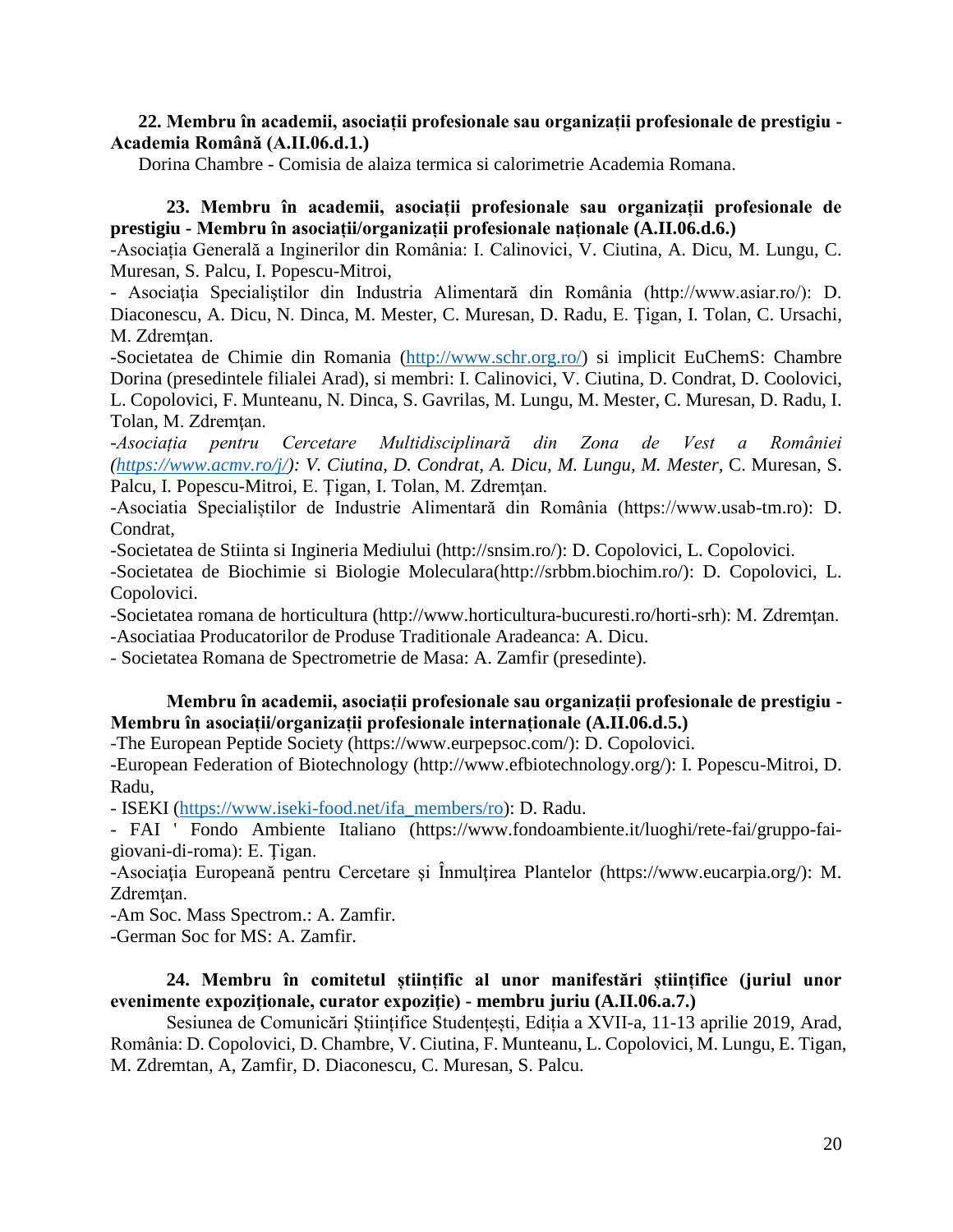**22. Membru în academii, asociații profesionale sau organizații profesionale de prestigiu - Academia Română (A.II.06.d.1.)**

Dorina Chambre - Comisia de alaiza termica si calorimetrie Academia Romana.

**23. Membru în academii, asociații profesionale sau organizații profesionale de prestigiu - Membru în asociații/organizații profesionale naționale (A.II.06.d.6.)**

-Asociația Generală a Inginerilor din România: I. Calinovici, V. Ciutina, A. Dicu, M. Lungu, C. Muresan, S. Palcu, I. Popescu-Mitroi,

- Asociaţia Specialiştilor din Industria Alimentară din România (http://www.asiar.ro/): D. Diaconescu, A. Dicu, N. Dinca, M. Mester, C. Muresan, D. Radu, E. Ţigan, I. Tolan, C. Ursachi, M. Zdremţan.

-Societatea de Chimie din Romania (http://www.schr.org.ro/) si implicit EuChemS: Chambre Dorina (presedintele filialei Arad), si membri: I. Calinovici, V. Ciutina, D. Condrat, D. Coolovici, L. Copolovici, F. Munteanu, N. Dinca, S. Gavrilas, M. Lungu, M. Mester, C. Muresan, D. Radu, I. Tolan, M. Zdremţan.

-*Asociația pentru Cercetare Multidisciplinară din Zona de Vest a României (https://www.acmv.ro/j/): V. Ciutina, D. Condrat, A. Dicu, M. Lungu, M. Mester,* C. Muresan, S. Palcu, I. Popescu-Mitroi, E. Ţigan, I. Tolan, M. Zdremţan.

-Asociatia Specialiștilor de Industrie Alimentară din România (https://www.usab-tm.ro): D. Condrat,

-Societatea de Stiinta si Ingineria Mediului (http://snsim.ro/): D. Copolovici, L. Copolovici.

-Societatea de Biochimie si Biologie Moleculara(http://srbbm.biochim.ro/): D. Copolovici, L. Copolovici.

-Societatea romana de horticultura (http://www.horticultura-bucuresti.ro/horti-srh): M. Zdremţan.

-Asociatiaa Producatorilor de Produse Traditionale Aradeanca: A. Dicu.

- Societatea Romana de Spectrometrie de Masa: A. Zamfir (presedinte).

**Membru în academii, asociații profesionale sau organizații profesionale de prestigiu - Membru în asociații/organizații profesionale internaționale (A.II.06.d.5.)**

-The European Peptide Society (https://www.eurpepsoc.com/): D. Copolovici.

-European Federation of Biotechnology (http://www.efbiotechnology.org/): I. Popescu-Mitroi, D. Radu,

- ISEKI (https://www.iseki-food.net/ifa_members/ro): D. Radu.

- FAI ' Fondo Ambiente Italiano (https://www.fondoambiente.it/luoghi/rete-fai/gruppo-fai-giovani-di-roma): E. Ţigan.

-Asociaţia Europeană pentru Cercetare şi Înmulţirea Plantelor (https://www.eucarpia.org/): M. Zdremţan.

-Am Soc. Mass Spectrom.: A. Zamfir.

-German Soc for MS: A. Zamfir.

**24. Membru în comitetul științific al unor manifestări științifice (juriul unor evenimente expoziționale, curator expoziție) - membru juriu (A.II.06.a.7.)**

Sesiunea de Comunicări Științifice Studențești, Ediția a XVII-a, 11-13 aprilie 2019, Arad, România: D. Copolovici, D. Chambre, V. Ciutina, F. Munteanu, L. Copolovici, M. Lungu, E. Tigan, M. Zdremtan, A, Zamfir, D. Diaconescu, C. Muresan, S. Palcu.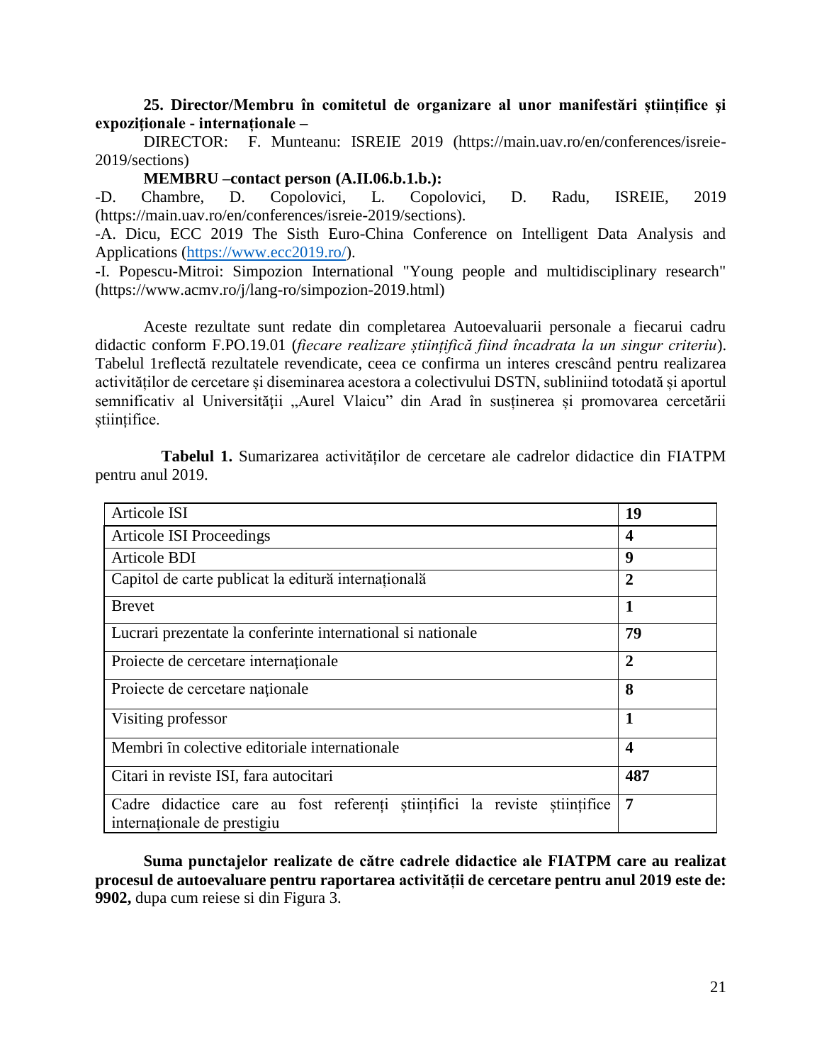**25. Director/Membru în comitetul de organizare al unor manifestări științifice și expoziționale - internaționale –**

DIRECTOR: F. Munteanu: ISREIE 2019 (https://main.uav.ro/en/conferences/isreie-2019/sections)

**MEMBRU –contact person (A.II.06.b.1.b.):**

-D. Chambre, D. Copolovici, L. Copolovici, D. Radu, ISREIE, 2019 (https://main.uav.ro/en/conferences/isreie-2019/sections).

-A. Dicu, ECC 2019 The Sisth Euro-China Conference on Intelligent Data Analysis and Applications (https://www.ecc2019.ro/).

-I. Popescu-Mitroi: Simpozion International "Young people and multidisciplinary research" (https://www.acmv.ro/j/lang-ro/simpozion-2019.html)

Aceste rezultate sunt redate din completarea Autoevaluarii personale a fiecarui cadru didactic conform F.PO.19.01 (*fiecare realizare științifică fiind încadrata la un singur criteriu*). Tabelul 1reflectă rezultatele revendicate, ceea ce confirma un interes crescând pentru realizarea activităților de cercetare și diseminarea acestora a colectivului DSTN, subliniind totodată și aportul semnificativ al Universității „Aurel Vlaicu" din Arad în susținerea și promovarea cercetării științifice.

**Tabelul 1.** Sumarizarea activităților de cercetare ale cadrelor didactice din FIATPM pentru anul 2019.

| | |
|---|---|
| Articole ISI | **19** |
| Articole ISI Proceedings | **4** |
| Articole BDI | **9** |
| Capitol de carte publicat la editură internațională | **2** |
| Brevet | **1** |
| Lucrari prezentate la conferinte international si nationale | **79** |
| Proiecte de cercetare internaţionale | **2** |
| Proiecte de cercetare naţionale | **8** |
| Visiting professor | **1** |
| Membri în colective editoriale internationale | **4** |
| Citari in reviste ISI, fara autocitari | **487** |
| Cadre didactice care au fost referenți științifici la reviste științifice internaționale de prestigiu | **7** |

**Suma punctajelor realizate de către cadrele didactice ale FIATPM care au realizat procesul de autoevaluare pentru raportarea activității de cercetare pentru anul 2019 este de: 9902,** dupa cum reiese si din Figura 3.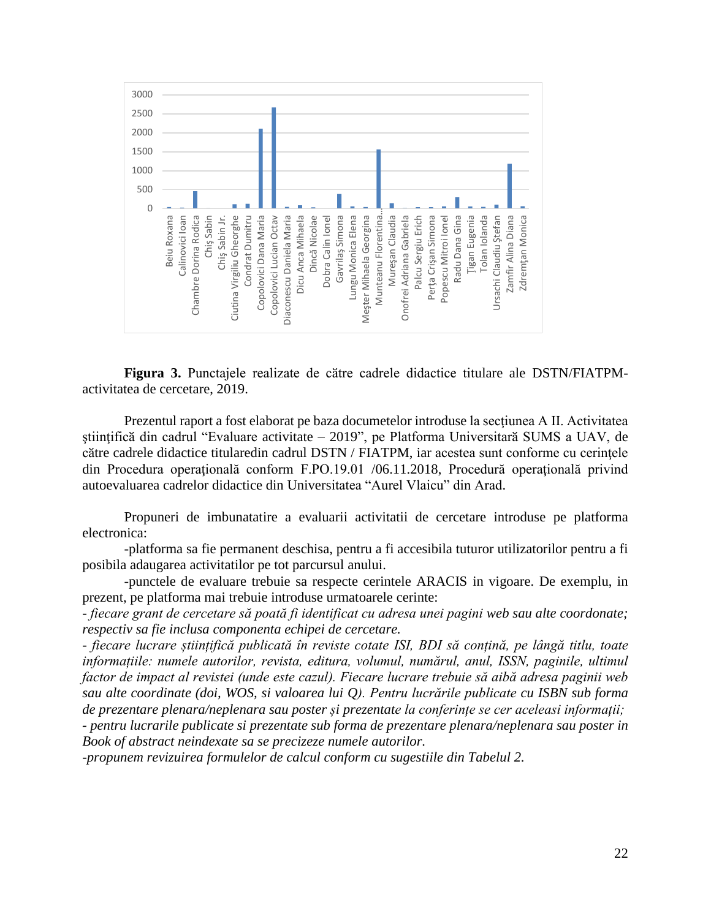**Figura 3.** Punctajele realizate de către cadrele didactice titulare ale DSTN/FIATPM-activitatea de cercetare, 2019.

Prezentul raport a fost elaborat pe baza documetelor introduse la secţiunea A II. Activitatea ştiinţifică din cadrul "Evaluare activitate – 2019", pe Platforma Universitară SUMS a UAV, de către cadrele didactice titularedin cadrul DSTN / FIATPM, iar acestea sunt conforme cu cerinţele din Procedura operaţională conform F.PO.19.01 /06.11.2018, Procedură operaţională privind autoevaluarea cadrelor didactice din Universitatea "Aurel Vlaicu" din Arad.

Propuneri de imbunatatire a evaluarii activitatii de cercetare introduse pe platforma electronica:

-platforma sa fie permanent deschisa, pentru a fi accesibila tuturor utilizatorilor pentru a fi posibila adaugarea activitatilor pe tot parcursul anului.

-punctele de evaluare trebuie sa respecte cerintele ARACIS in vigoare. De exemplu, in prezent, pe platforma mai trebuie introduse urmatoarele cerinte:

*- fiecare grant de cercetare să poată fi identificat cu adresa unei pagini web sau alte coordonate; respectiv sa fie inclusa componenta echipei de cercetare.*

*- fiecare lucrare științifică publicată în reviste cotate ISI, BDI să conțină, pe lângă titlu, toate informațiile: numele autorilor, revista, editura, volumul, numărul, anul, ISSN, paginile, ultimul factor de impact al revistei (unde este cazul). Fiecare lucrare trebuie să aibă adresa paginii web sau alte coordinate (doi, WOS, si valoarea lui Q). Pentru lucrările publicate cu ISBN sub forma de prezentare plenara/neplenara sau poster și prezentate la conferințe se cer aceleasi informații;*

*- pentru lucrarile publicate si prezentate sub forma de prezentare plenara/neplenara sau poster in Book of abstract neindexate sa se precizeze numele autorilor.*

*-propunem revizuirea formulelor de calcul conform cu sugestiile din Tabelul 2.*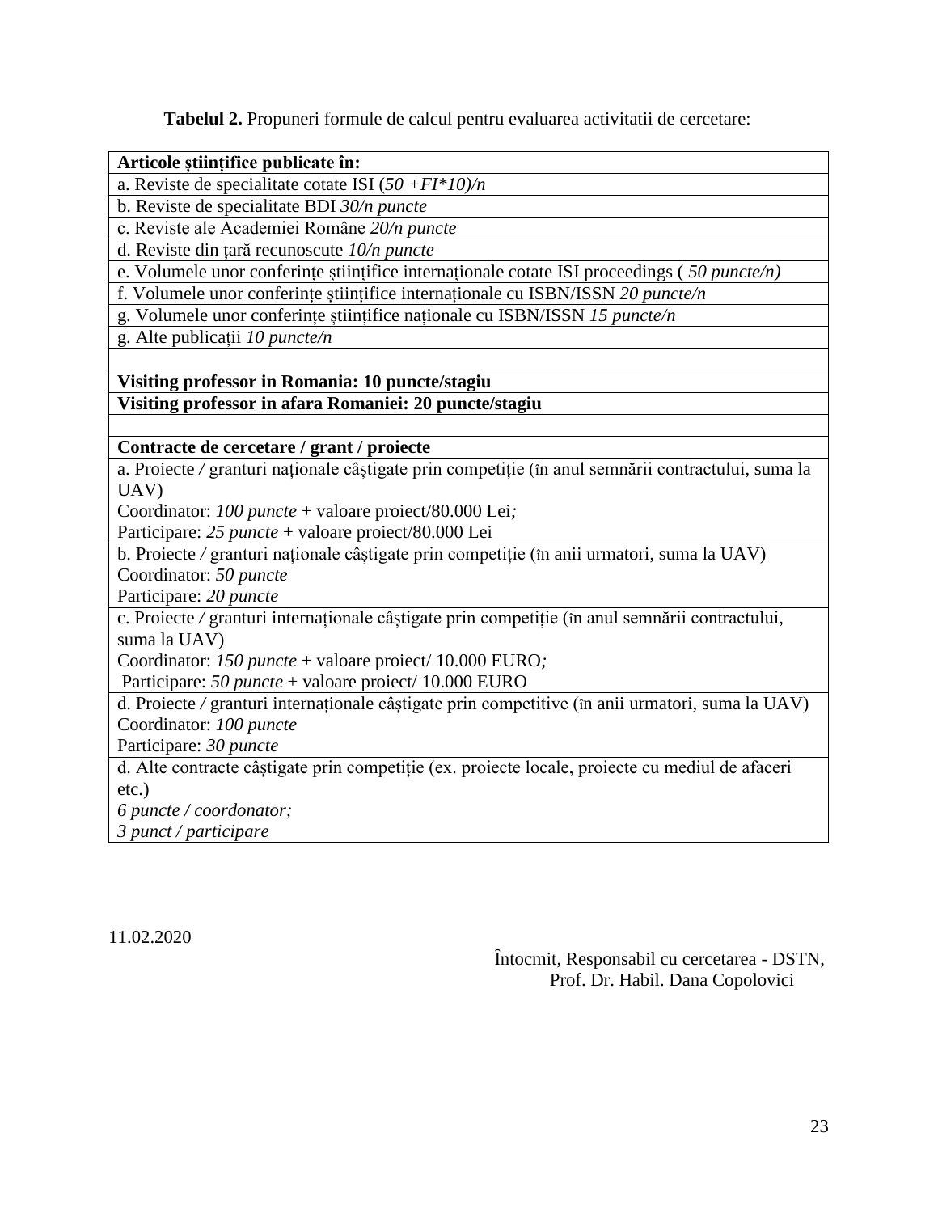**Tabelul 2.** Propuneri formule de calcul pentru evaluarea activitatii de cercetare:

| |
|---|
| **Articole științifice publicate în:** |
| a. Reviste de specialitate cotate ISI (*50 +FI*10)/n* |
| b. Reviste de specialitate BDI *30/n puncte* |
| c. Reviste ale Academiei Române *20/n puncte* |
| d. Reviste din țară recunoscute *10/n puncte* |
| e. Volumele unor conferințe științifice internaționale cotate ISI proceedings ( *50 puncte/n)* |
| f. Volumele unor conferințe științifice internaționale cu ISBN/ISSN *20 puncte/n* |
| g. Volumele unor conferințe științifice naționale cu ISBN/ISSN *15 puncte/n* |
| g. Alte publicații *10 puncte/n* |
| |
| **Visiting professor in Romania: 10 puncte/stagiu** |
| **Visiting professor in afara Romaniei: 20 puncte/stagiu** |
| |
| **Contracte de cercetare / grant / proiecte** |
| a. Proiecte / granturi naționale câștigate prin competiție (în anul semnării contractului, suma la UAV)<br>Coordinator: *100 puncte* + valoare proiect/80.000 Lei*;*<br>Participare: *25 puncte* + valoare proiect/80.000 Lei |
| b. Proiecte / granturi naționale câștigate prin competiție (în anii urmatori, suma la UAV)<br>Coordinator: *50 puncte*<br>Participare: *20 puncte* |
| c. Proiecte / granturi internaționale câștigate prin competiție (în anul semnării contractului, suma la UAV)<br>Coordinator: *150 puncte* + valoare proiect/ 10.000 EURO*;*<br>Participare: *50 puncte* + valoare proiect/ 10.000 EURO |
| d. Proiecte / granturi internaționale câștigate prin competitive (în anii urmatori, suma la UAV)<br>Coordinator: *100 puncte*<br>Participare: *30 puncte* |
| d. Alte contracte câștigate prin competiție (ex. proiecte locale, proiecte cu mediul de afaceri etc.)<br>*6 puncte / coordonator;*<br>*3 punct / participare* |

11.02.2020

Întocmit, Responsabil cu cercetarea - DSTN,
Prof. Dr. Habil. Dana Copolovici